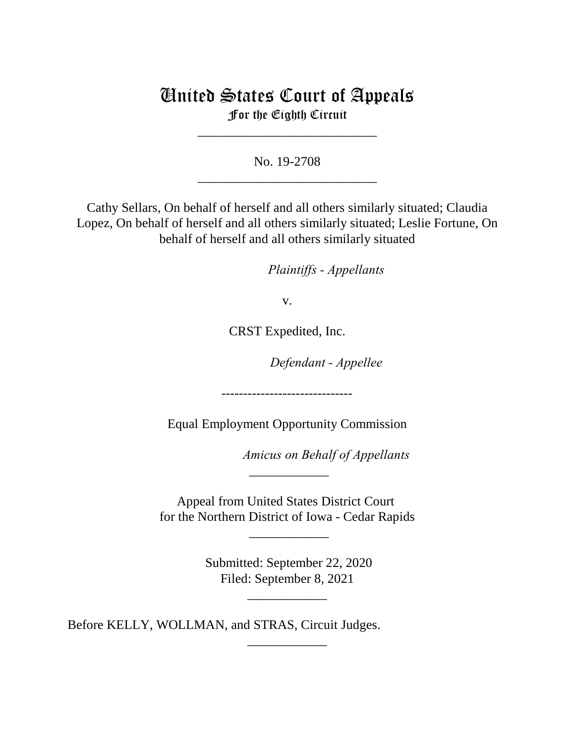# United States Court of Appeals
For the Eighth Circuit

---

No. 19-2708

---

Cathy Sellars, On behalf of herself and all others similarly situated; Claudia Lopez, On behalf of herself and all others similarly situated; Leslie Fortune, On behalf of herself and all others similarly situated

*Plaintiffs - Appellants*

v.

CRST Expedited, Inc.

*Defendant - Appellee*

------------------------------

Equal Employment Opportunity Commission

*Amicus on Behalf of Appellants*

---

Appeal from United States District Court
for the Northern District of Iowa - Cedar Rapids

---

Submitted: September 22, 2020
Filed: September 8, 2021

---

Before KELLY, WOLLMAN, and STRAS, Circuit Judges.

---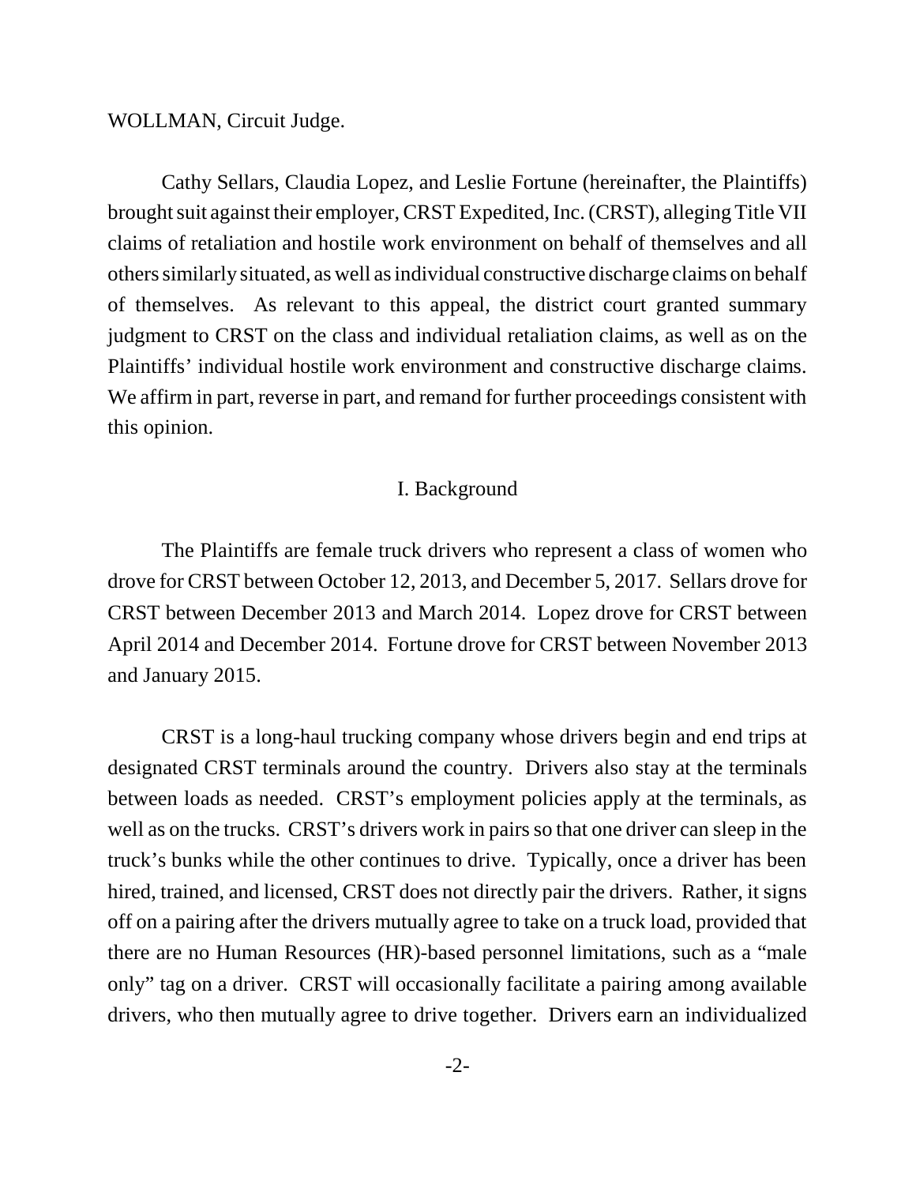WOLLMAN, Circuit Judge.

Cathy Sellars, Claudia Lopez, and Leslie Fortune (hereinafter, the Plaintiffs) brought suit against their employer, CRST Expedited, Inc. (CRST), alleging Title VII claims of retaliation and hostile work environment on behalf of themselves and all others similarly situated, as well as individual constructive discharge claims on behalf of themselves. As relevant to this appeal, the district court granted summary judgment to CRST on the class and individual retaliation claims, as well as on the Plaintiffs' individual hostile work environment and constructive discharge claims. We affirm in part, reverse in part, and remand for further proceedings consistent with this opinion.

## I. Background

The Plaintiffs are female truck drivers who represent a class of women who drove for CRST between October 12, 2013, and December 5, 2017. Sellars drove for CRST between December 2013 and March 2014. Lopez drove for CRST between April 2014 and December 2014. Fortune drove for CRST between November 2013 and January 2015.

CRST is a long-haul trucking company whose drivers begin and end trips at designated CRST terminals around the country. Drivers also stay at the terminals between loads as needed. CRST's employment policies apply at the terminals, as well as on the trucks. CRST's drivers work in pairs so that one driver can sleep in the truck's bunks while the other continues to drive. Typically, once a driver has been hired, trained, and licensed, CRST does not directly pair the drivers. Rather, it signs off on a pairing after the drivers mutually agree to take on a truck load, provided that there are no Human Resources (HR)-based personnel limitations, such as a "male only" tag on a driver. CRST will occasionally facilitate a pairing among available drivers, who then mutually agree to drive together. Drivers earn an individualized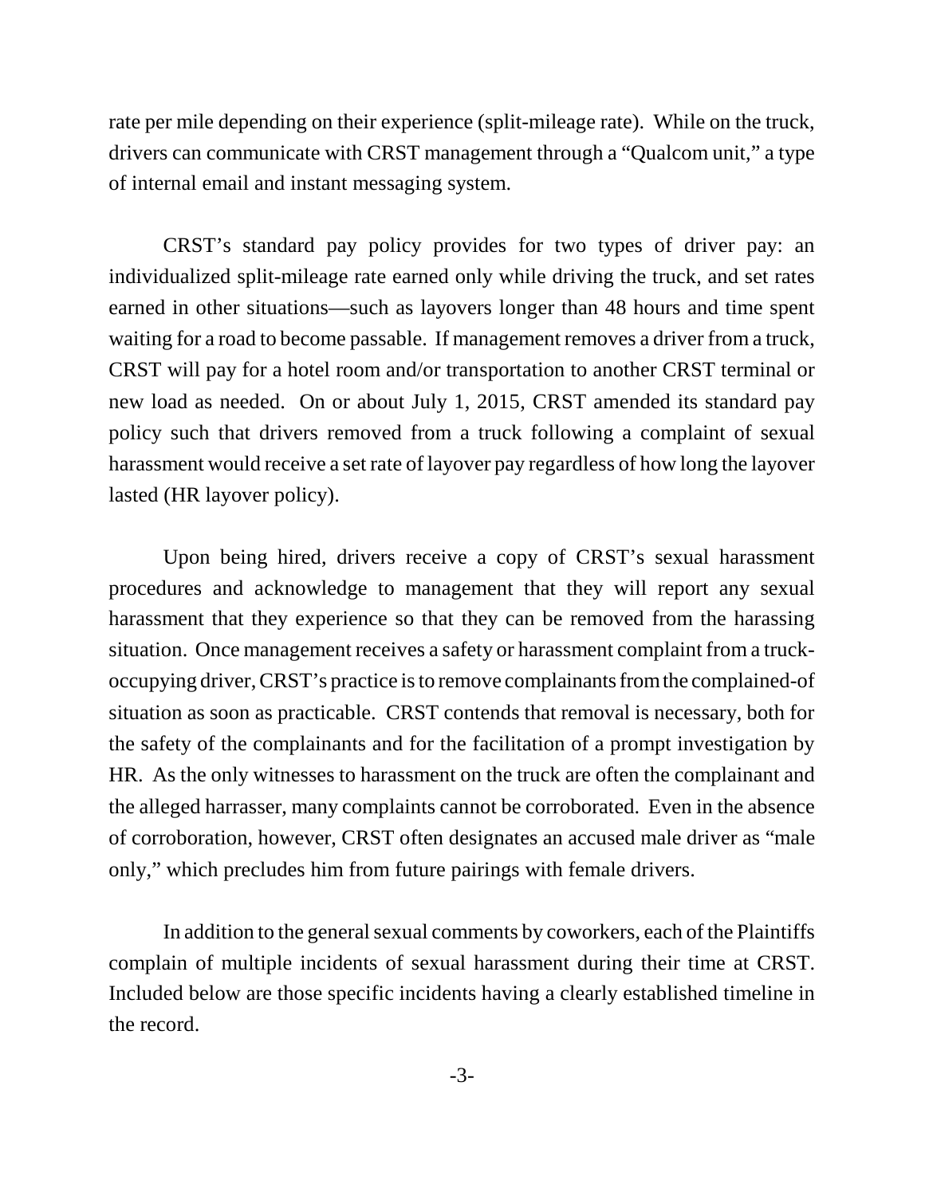rate per mile depending on their experience (split-mileage rate). While on the truck, drivers can communicate with CRST management through a "Qualcom unit," a type of internal email and instant messaging system.

CRST's standard pay policy provides for two types of driver pay: an individualized split-mileage rate earned only while driving the truck, and set rates earned in other situations—such as layovers longer than 48 hours and time spent waiting for a road to become passable. If management removes a driver from a truck, CRST will pay for a hotel room and/or transportation to another CRST terminal or new load as needed. On or about July 1, 2015, CRST amended its standard pay policy such that drivers removed from a truck following a complaint of sexual harassment would receive a set rate of layover pay regardless of how long the layover lasted (HR layover policy).

Upon being hired, drivers receive a copy of CRST's sexual harassment procedures and acknowledge to management that they will report any sexual harassment that they experience so that they can be removed from the harassing situation. Once management receives a safety or harassment complaint from a truck-occupying driver, CRST's practice is to remove complainants from the complained-of situation as soon as practicable. CRST contends that removal is necessary, both for the safety of the complainants and for the facilitation of a prompt investigation by HR. As the only witnesses to harassment on the truck are often the complainant and the alleged harrasser, many complaints cannot be corroborated. Even in the absence of corroboration, however, CRST often designates an accused male driver as "male only," which precludes him from future pairings with female drivers.

In addition to the general sexual comments by coworkers, each of the Plaintiffs complain of multiple incidents of sexual harassment during their time at CRST. Included below are those specific incidents having a clearly established timeline in the record.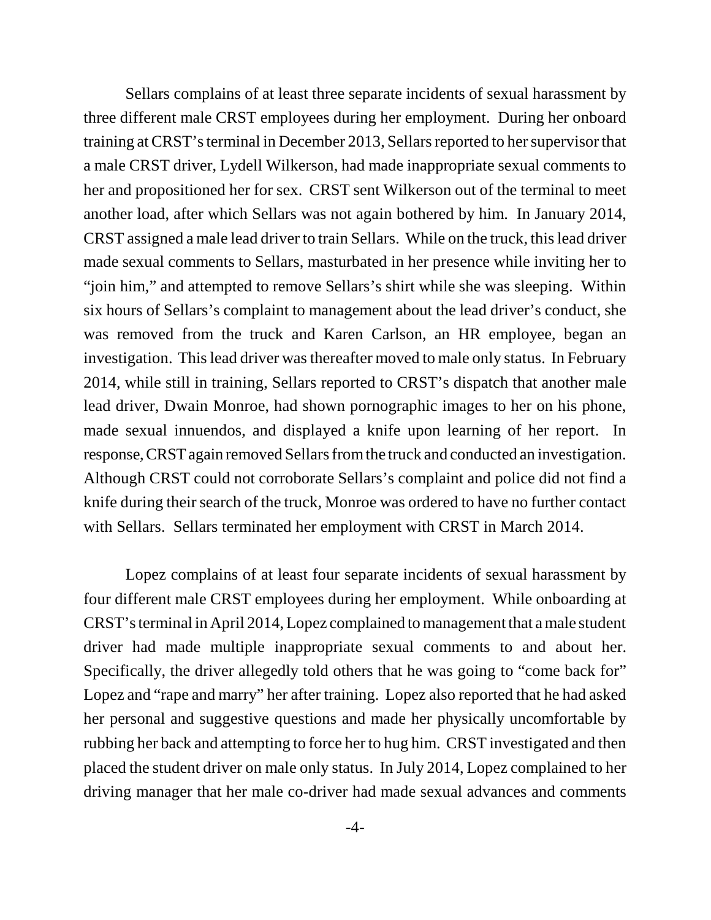Sellars complains of at least three separate incidents of sexual harassment by three different male CRST employees during her employment. During her onboard training at CRST's terminal in December 2013, Sellars reported to her supervisor that a male CRST driver, Lydell Wilkerson, had made inappropriate sexual comments to her and propositioned her for sex. CRST sent Wilkerson out of the terminal to meet another load, after which Sellars was not again bothered by him. In January 2014, CRST assigned a male lead driver to train Sellars. While on the truck, this lead driver made sexual comments to Sellars, masturbated in her presence while inviting her to "join him," and attempted to remove Sellars's shirt while she was sleeping. Within six hours of Sellars's complaint to management about the lead driver's conduct, she was removed from the truck and Karen Carlson, an HR employee, began an investigation. This lead driver was thereafter moved to male only status. In February 2014, while still in training, Sellars reported to CRST's dispatch that another male lead driver, Dwain Monroe, had shown pornographic images to her on his phone, made sexual innuendos, and displayed a knife upon learning of her report. In response, CRST again removed Sellars from the truck and conducted an investigation. Although CRST could not corroborate Sellars's complaint and police did not find a knife during their search of the truck, Monroe was ordered to have no further contact with Sellars. Sellars terminated her employment with CRST in March 2014.

Lopez complains of at least four separate incidents of sexual harassment by four different male CRST employees during her employment. While onboarding at CRST's terminal in April 2014, Lopez complained to management that a male student driver had made multiple inappropriate sexual comments to and about her. Specifically, the driver allegedly told others that he was going to "come back for" Lopez and "rape and marry" her after training. Lopez also reported that he had asked her personal and suggestive questions and made her physically uncomfortable by rubbing her back and attempting to force her to hug him. CRST investigated and then placed the student driver on male only status. In July 2014, Lopez complained to her driving manager that her male co-driver had made sexual advances and comments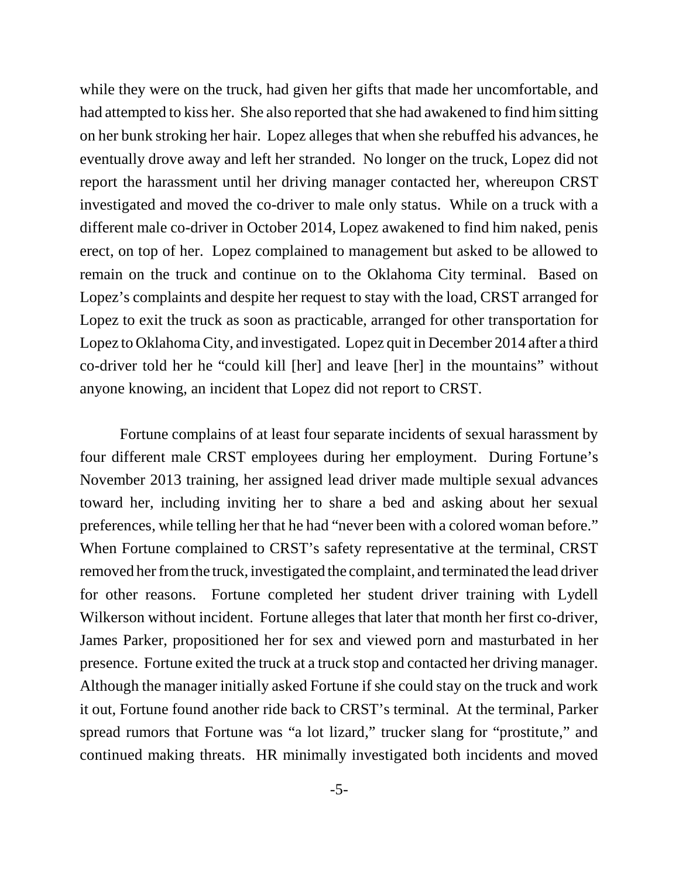while they were on the truck, had given her gifts that made her uncomfortable, and had attempted to kiss her. She also reported that she had awakened to find him sitting on her bunk stroking her hair. Lopez alleges that when she rebuffed his advances, he eventually drove away and left her stranded. No longer on the truck, Lopez did not report the harassment until her driving manager contacted her, whereupon CRST investigated and moved the co-driver to male only status. While on a truck with a different male co-driver in October 2014, Lopez awakened to find him naked, penis erect, on top of her. Lopez complained to management but asked to be allowed to remain on the truck and continue on to the Oklahoma City terminal. Based on Lopez's complaints and despite her request to stay with the load, CRST arranged for Lopez to exit the truck as soon as practicable, arranged for other transportation for Lopez to Oklahoma City, and investigated. Lopez quit in December 2014 after a third co-driver told her he "could kill [her] and leave [her] in the mountains" without anyone knowing, an incident that Lopez did not report to CRST.

Fortune complains of at least four separate incidents of sexual harassment by four different male CRST employees during her employment. During Fortune's November 2013 training, her assigned lead driver made multiple sexual advances toward her, including inviting her to share a bed and asking about her sexual preferences, while telling her that he had "never been with a colored woman before." When Fortune complained to CRST's safety representative at the terminal, CRST removed her from the truck, investigated the complaint, and terminated the lead driver for other reasons. Fortune completed her student driver training with Lydell Wilkerson without incident. Fortune alleges that later that month her first co-driver, James Parker, propositioned her for sex and viewed porn and masturbated in her presence. Fortune exited the truck at a truck stop and contacted her driving manager. Although the manager initially asked Fortune if she could stay on the truck and work it out, Fortune found another ride back to CRST's terminal. At the terminal, Parker spread rumors that Fortune was "a lot lizard," trucker slang for "prostitute," and continued making threats. HR minimally investigated both incidents and moved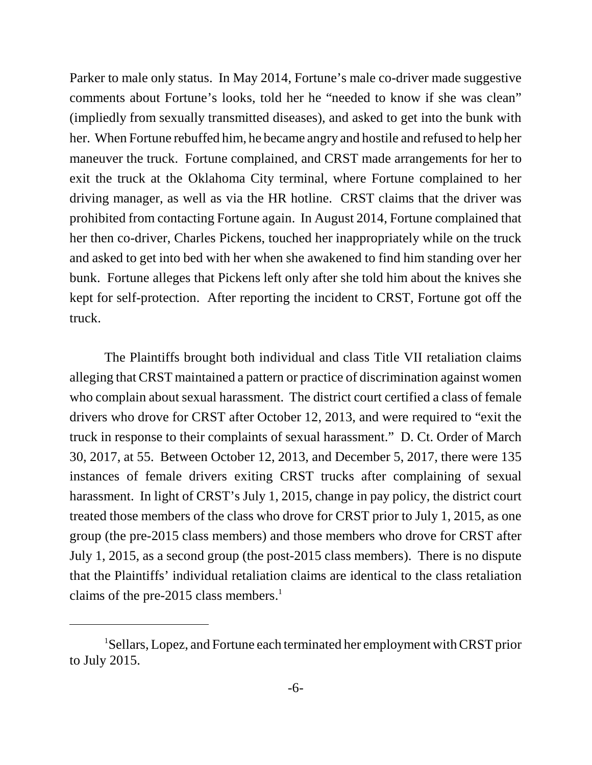Parker to male only status. In May 2014, Fortune's male co-driver made suggestive comments about Fortune's looks, told her he "needed to know if she was clean" (impliedly from sexually transmitted diseases), and asked to get into the bunk with her. When Fortune rebuffed him, he became angry and hostile and refused to help her maneuver the truck. Fortune complained, and CRST made arrangements for her to exit the truck at the Oklahoma City terminal, where Fortune complained to her driving manager, as well as via the HR hotline. CRST claims that the driver was prohibited from contacting Fortune again. In August 2014, Fortune complained that her then co-driver, Charles Pickens, touched her inappropriately while on the truck and asked to get into bed with her when she awakened to find him standing over her bunk. Fortune alleges that Pickens left only after she told him about the knives she kept for self-protection. After reporting the incident to CRST, Fortune got off the truck.

The Plaintiffs brought both individual and class Title VII retaliation claims alleging that CRST maintained a pattern or practice of discrimination against women who complain about sexual harassment. The district court certified a class of female drivers who drove for CRST after October 12, 2013, and were required to "exit the truck in response to their complaints of sexual harassment." D. Ct. Order of March 30, 2017, at 55. Between October 12, 2013, and December 5, 2017, there were 135 instances of female drivers exiting CRST trucks after complaining of sexual harassment. In light of CRST's July 1, 2015, change in pay policy, the district court treated those members of the class who drove for CRST prior to July 1, 2015, as one group (the pre-2015 class members) and those members who drove for CRST after July 1, 2015, as a second group (the post-2015 class members). There is no dispute that the Plaintiffs' individual retaliation claims are identical to the class retaliation claims of the pre-2015 class members.[1]

[1] Sellars, Lopez, and Fortune each terminated her employment with CRST prior to July 2015.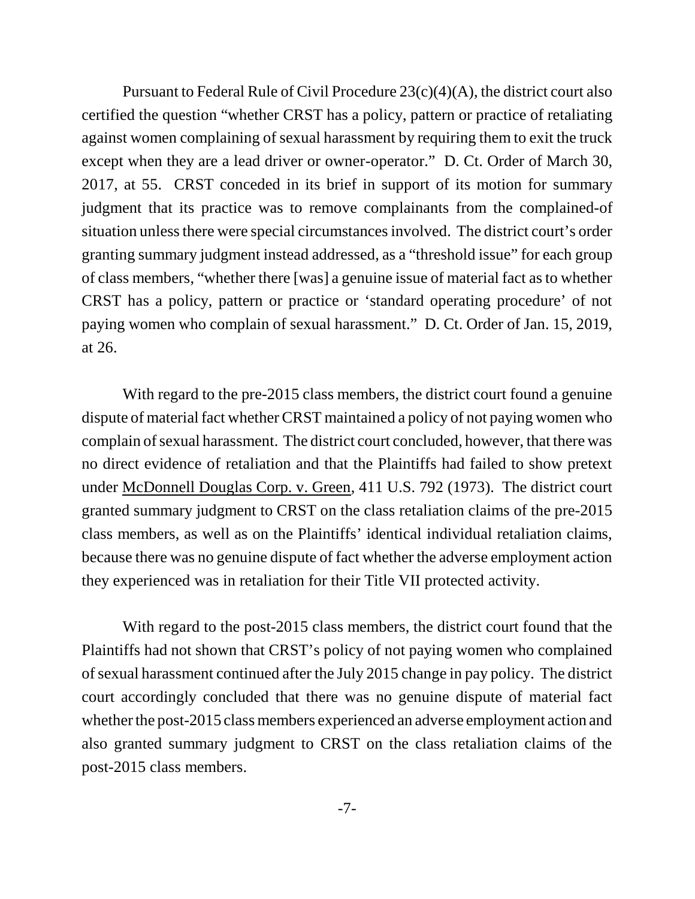Pursuant to Federal Rule of Civil Procedure 23(c)(4)(A), the district court also certified the question "whether CRST has a policy, pattern or practice of retaliating against women complaining of sexual harassment by requiring them to exit the truck except when they are a lead driver or owner-operator." D. Ct. Order of March 30, 2017, at 55. CRST conceded in its brief in support of its motion for summary judgment that its practice was to remove complainants from the complained-of situation unless there were special circumstances involved. The district court's order granting summary judgment instead addressed, as a "threshold issue" for each group of class members, "whether there [was] a genuine issue of material fact as to whether CRST has a policy, pattern or practice or 'standard operating procedure' of not paying women who complain of sexual harassment." D. Ct. Order of Jan. 15, 2019, at 26.

With regard to the pre-2015 class members, the district court found a genuine dispute of material fact whether CRST maintained a policy of not paying women who complain of sexual harassment. The district court concluded, however, that there was no direct evidence of retaliation and that the Plaintiffs had failed to show pretext under McDonnell Douglas Corp. v. Green, 411 U.S. 792 (1973). The district court granted summary judgment to CRST on the class retaliation claims of the pre-2015 class members, as well as on the Plaintiffs' identical individual retaliation claims, because there was no genuine dispute of fact whether the adverse employment action they experienced was in retaliation for their Title VII protected activity.

With regard to the post-2015 class members, the district court found that the Plaintiffs had not shown that CRST's policy of not paying women who complained of sexual harassment continued after the July 2015 change in pay policy. The district court accordingly concluded that there was no genuine dispute of material fact whether the post-2015 class members experienced an adverse employment action and also granted summary judgment to CRST on the class retaliation claims of the post-2015 class members.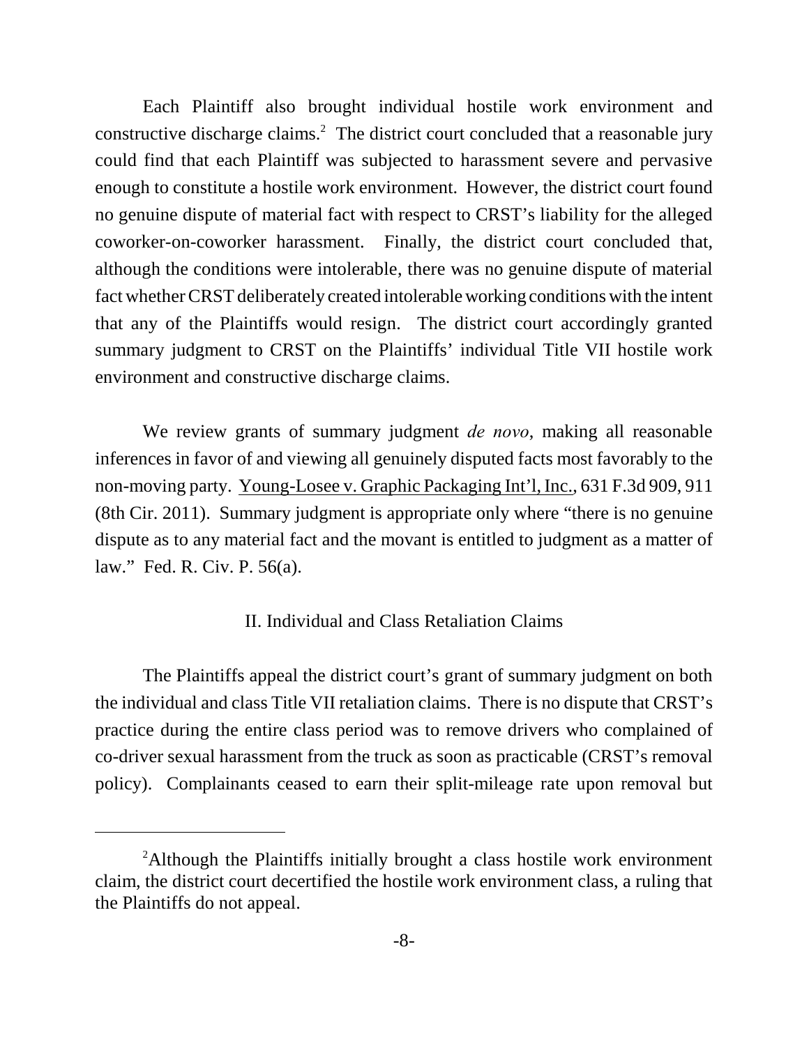Each Plaintiff also brought individual hostile work environment and constructive discharge claims.[2] The district court concluded that a reasonable jury could find that each Plaintiff was subjected to harassment severe and pervasive enough to constitute a hostile work environment. However, the district court found no genuine dispute of material fact with respect to CRST's liability for the alleged coworker-on-coworker harassment. Finally, the district court concluded that, although the conditions were intolerable, there was no genuine dispute of material fact whether CRST deliberately created intolerable working conditions with the intent that any of the Plaintiffs would resign. The district court accordingly granted summary judgment to CRST on the Plaintiffs' individual Title VII hostile work environment and constructive discharge claims.

We review grants of summary judgment *de novo*, making all reasonable inferences in favor of and viewing all genuinely disputed facts most favorably to the non-moving party. Young-Losee v. Graphic Packaging Int'l, Inc., 631 F.3d 909, 911 (8th Cir. 2011). Summary judgment is appropriate only where "there is no genuine dispute as to any material fact and the movant is entitled to judgment as a matter of law." Fed. R. Civ. P. 56(a).

## II. Individual and Class Retaliation Claims

The Plaintiffs appeal the district court's grant of summary judgment on both the individual and class Title VII retaliation claims. There is no dispute that CRST's practice during the entire class period was to remove drivers who complained of co-driver sexual harassment from the truck as soon as practicable (CRST's removal policy). Complainants ceased to earn their split-mileage rate upon removal but

---

[2]Although the Plaintiffs initially brought a class hostile work environment claim, the district court decertified the hostile work environment class, a ruling that the Plaintiffs do not appeal.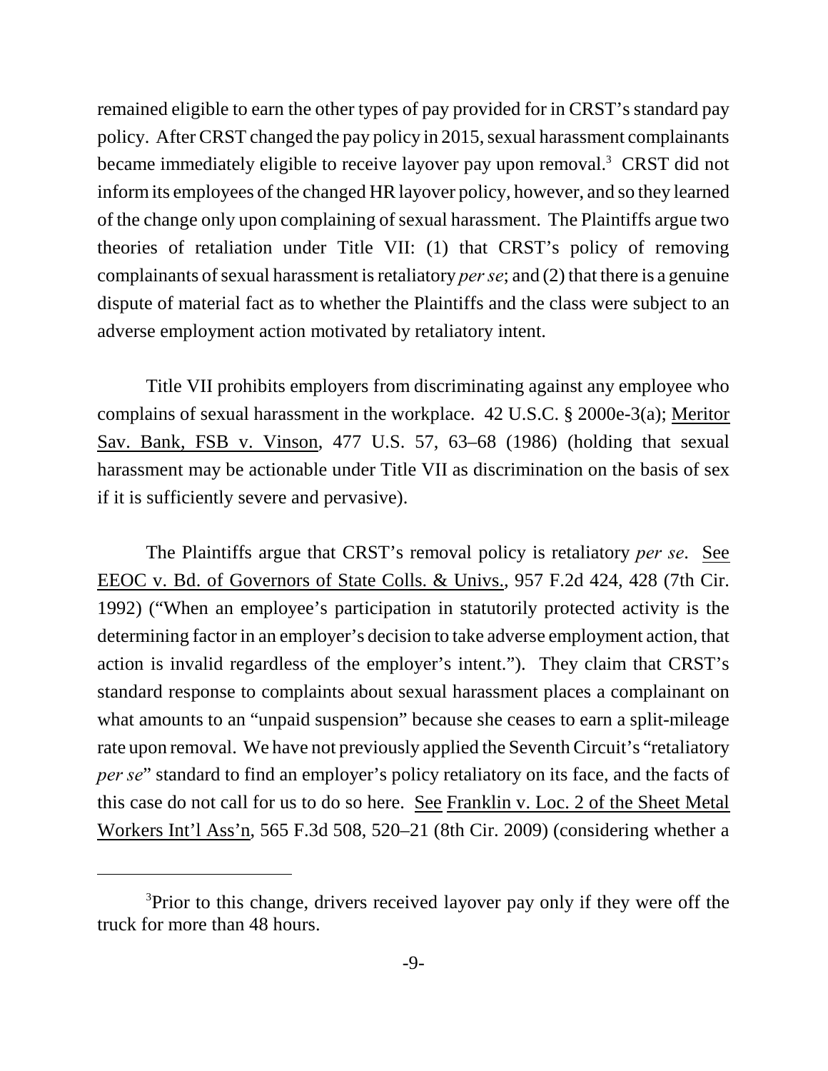remained eligible to earn the other types of pay provided for in CRST's standard pay policy. After CRST changed the pay policy in 2015, sexual harassment complainants became immediately eligible to receive layover pay upon removal.[3] CRST did not inform its employees of the changed HR layover policy, however, and so they learned of the change only upon complaining of sexual harassment. The Plaintiffs argue two theories of retaliation under Title VII: (1) that CRST's policy of removing complainants of sexual harassment is retaliatory *per se*; and (2) that there is a genuine dispute of material fact as to whether the Plaintiffs and the class were subject to an adverse employment action motivated by retaliatory intent.

Title VII prohibits employers from discriminating against any employee who complains of sexual harassment in the workplace. 42 U.S.C. § 2000e-3(a); Meritor Sav. Bank, FSB v. Vinson, 477 U.S. 57, 63–68 (1986) (holding that sexual harassment may be actionable under Title VII as discrimination on the basis of sex if it is sufficiently severe and pervasive).

The Plaintiffs argue that CRST's removal policy is retaliatory *per se*. See EEOC v. Bd. of Governors of State Colls. & Univs., 957 F.2d 424, 428 (7th Cir. 1992) ("When an employee's participation in statutorily protected activity is the determining factor in an employer's decision to take adverse employment action, that action is invalid regardless of the employer's intent."). They claim that CRST's standard response to complaints about sexual harassment places a complainant on what amounts to an "unpaid suspension" because she ceases to earn a split-mileage rate upon removal. We have not previously applied the Seventh Circuit's "retaliatory *per se*" standard to find an employer's policy retaliatory on its face, and the facts of this case do not call for us to do so here. See Franklin v. Loc. 2 of the Sheet Metal Workers Int'l Ass'n, 565 F.3d 508, 520–21 (8th Cir. 2009) (considering whether a

[3]Prior to this change, drivers received layover pay only if they were off the truck for more than 48 hours.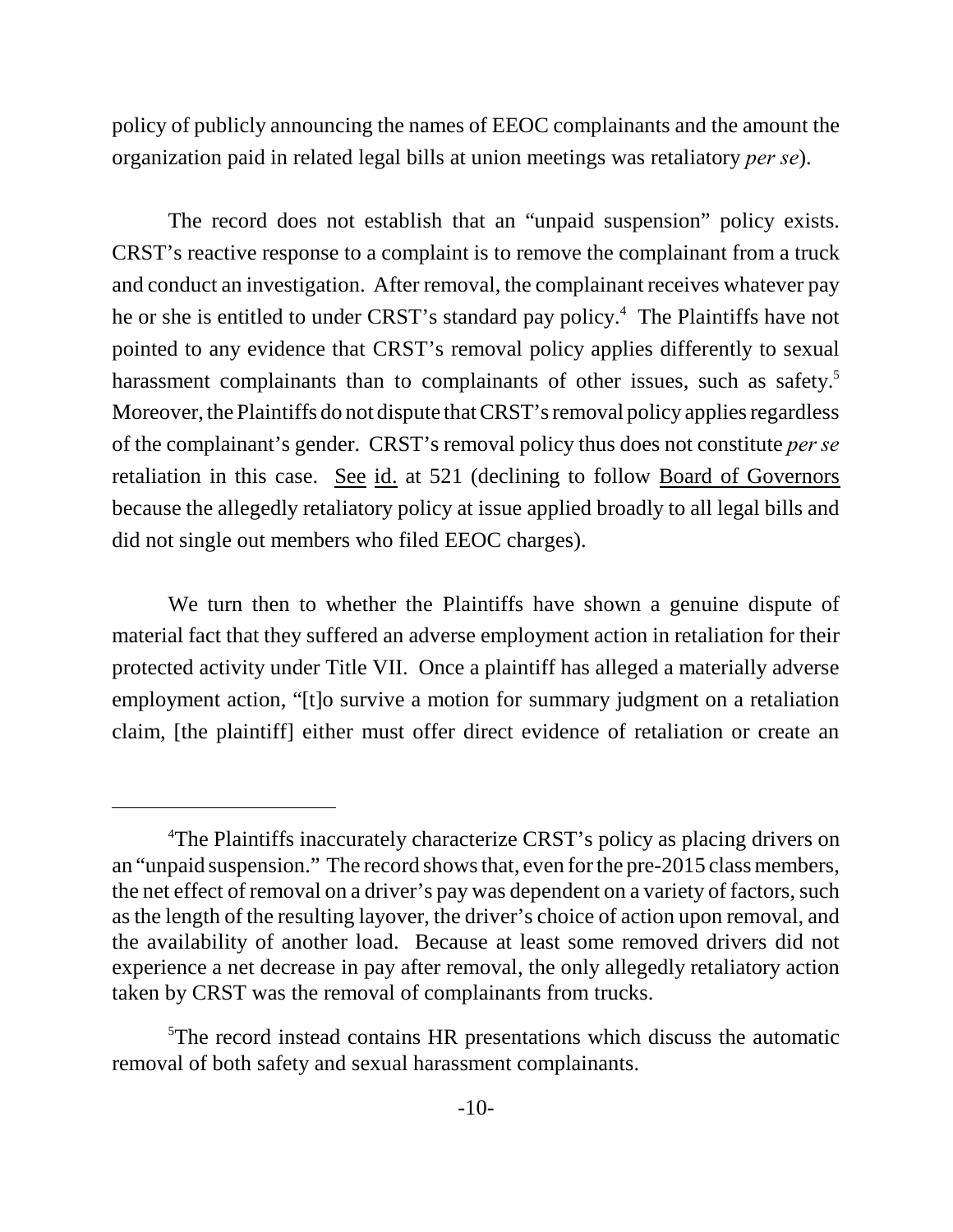policy of publicly announcing the names of EEOC complainants and the amount the organization paid in related legal bills at union meetings was retaliatory *per se*).

The record does not establish that an "unpaid suspension" policy exists. CRST's reactive response to a complaint is to remove the complainant from a truck and conduct an investigation. After removal, the complainant receives whatever pay he or she is entitled to under CRST's standard pay policy.[4] The Plaintiffs have not pointed to any evidence that CRST's removal policy applies differently to sexual harassment complainants than to complainants of other issues, such as safety.[5] Moreover, the Plaintiffs do not dispute that CRST's removal policy applies regardless of the complainant's gender. CRST's removal policy thus does not constitute *per se* retaliation in this case. See id. at 521 (declining to follow Board of Governors because the allegedly retaliatory policy at issue applied broadly to all legal bills and did not single out members who filed EEOC charges).

We turn then to whether the Plaintiffs have shown a genuine dispute of material fact that they suffered an adverse employment action in retaliation for their protected activity under Title VII. Once a plaintiff has alleged a materially adverse employment action, "[t]o survive a motion for summary judgment on a retaliation claim, [the plaintiff] either must offer direct evidence of retaliation or create an

---

[4]The Plaintiffs inaccurately characterize CRST's policy as placing drivers on an "unpaid suspension." The record shows that, even for the pre-2015 class members, the net effect of removal on a driver's pay was dependent on a variety of factors, such as the length of the resulting layover, the driver's choice of action upon removal, and the availability of another load. Because at least some removed drivers did not experience a net decrease in pay after removal, the only allegedly retaliatory action taken by CRST was the removal of complainants from trucks.

[5]The record instead contains HR presentations which discuss the automatic removal of both safety and sexual harassment complainants.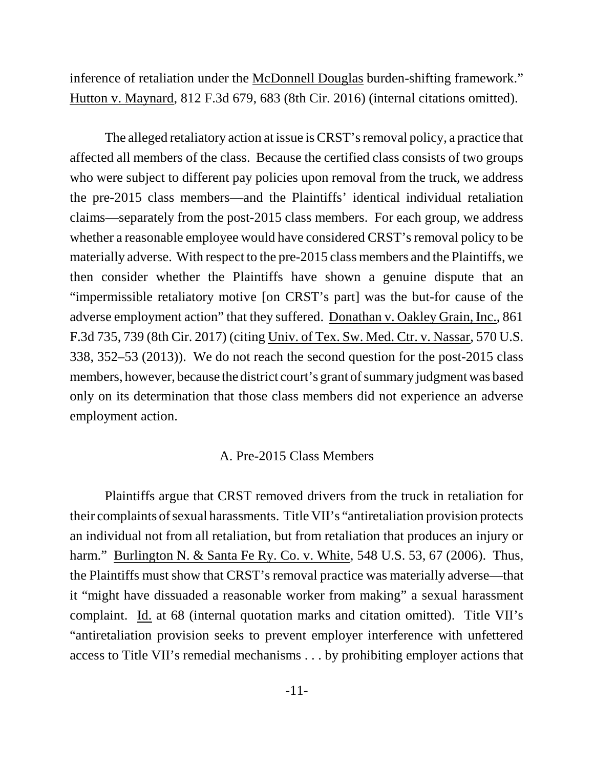inference of retaliation under the McDonnell Douglas burden-shifting framework." Hutton v. Maynard, 812 F.3d 679, 683 (8th Cir. 2016) (internal citations omitted).

The alleged retaliatory action at issue is CRST's removal policy, a practice that affected all members of the class. Because the certified class consists of two groups who were subject to different pay policies upon removal from the truck, we address the pre-2015 class members—and the Plaintiffs' identical individual retaliation claims—separately from the post-2015 class members. For each group, we address whether a reasonable employee would have considered CRST's removal policy to be materially adverse. With respect to the pre-2015 class members and the Plaintiffs, we then consider whether the Plaintiffs have shown a genuine dispute that an "impermissible retaliatory motive [on CRST's part] was the but-for cause of the adverse employment action" that they suffered. Donathan v. Oakley Grain, Inc., 861 F.3d 735, 739 (8th Cir. 2017) (citing Univ. of Tex. Sw. Med. Ctr. v. Nassar, 570 U.S. 338, 352–53 (2013)). We do not reach the second question for the post-2015 class members, however, because the district court's grant of summary judgment was based only on its determination that those class members did not experience an adverse employment action.

### A. Pre-2015 Class Members

Plaintiffs argue that CRST removed drivers from the truck in retaliation for their complaints of sexual harassments. Title VII's "antiretaliation provision protects an individual not from all retaliation, but from retaliation that produces an injury or harm." Burlington N. & Santa Fe Ry. Co. v. White, 548 U.S. 53, 67 (2006). Thus, the Plaintiffs must show that CRST's removal practice was materially adverse—that it "might have dissuaded a reasonable worker from making" a sexual harassment complaint. Id. at 68 (internal quotation marks and citation omitted). Title VII's "antiretaliation provision seeks to prevent employer interference with unfettered access to Title VII's remedial mechanisms . . . by prohibiting employer actions that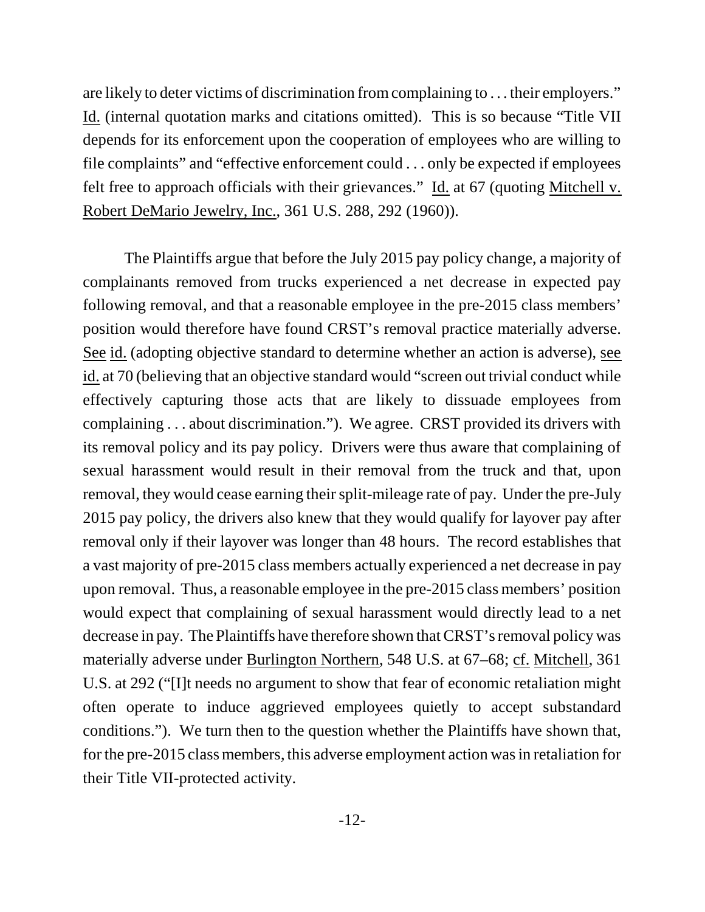are likely to deter victims of discrimination from complaining to . . . their employers." Id. (internal quotation marks and citations omitted). This is so because "Title VII depends for its enforcement upon the cooperation of employees who are willing to file complaints" and "effective enforcement could . . . only be expected if employees felt free to approach officials with their grievances." Id. at 67 (quoting Mitchell v. Robert DeMario Jewelry, Inc., 361 U.S. 288, 292 (1960)).

The Plaintiffs argue that before the July 2015 pay policy change, a majority of complainants removed from trucks experienced a net decrease in expected pay following removal, and that a reasonable employee in the pre-2015 class members' position would therefore have found CRST's removal practice materially adverse. See id. (adopting objective standard to determine whether an action is adverse), see id. at 70 (believing that an objective standard would "screen out trivial conduct while effectively capturing those acts that are likely to dissuade employees from complaining . . . about discrimination."). We agree. CRST provided its drivers with its removal policy and its pay policy. Drivers were thus aware that complaining of sexual harassment would result in their removal from the truck and that, upon removal, they would cease earning their split-mileage rate of pay. Under the pre-July 2015 pay policy, the drivers also knew that they would qualify for layover pay after removal only if their layover was longer than 48 hours. The record establishes that a vast majority of pre-2015 class members actually experienced a net decrease in pay upon removal. Thus, a reasonable employee in the pre-2015 class members' position would expect that complaining of sexual harassment would directly lead to a net decrease in pay. The Plaintiffs have therefore shown that CRST's removal policy was materially adverse under Burlington Northern, 548 U.S. at 67–68; cf. Mitchell, 361 U.S. at 292 ("[I]t needs no argument to show that fear of economic retaliation might often operate to induce aggrieved employees quietly to accept substandard conditions."). We turn then to the question whether the Plaintiffs have shown that, for the pre-2015 class members, this adverse employment action was in retaliation for their Title VII-protected activity.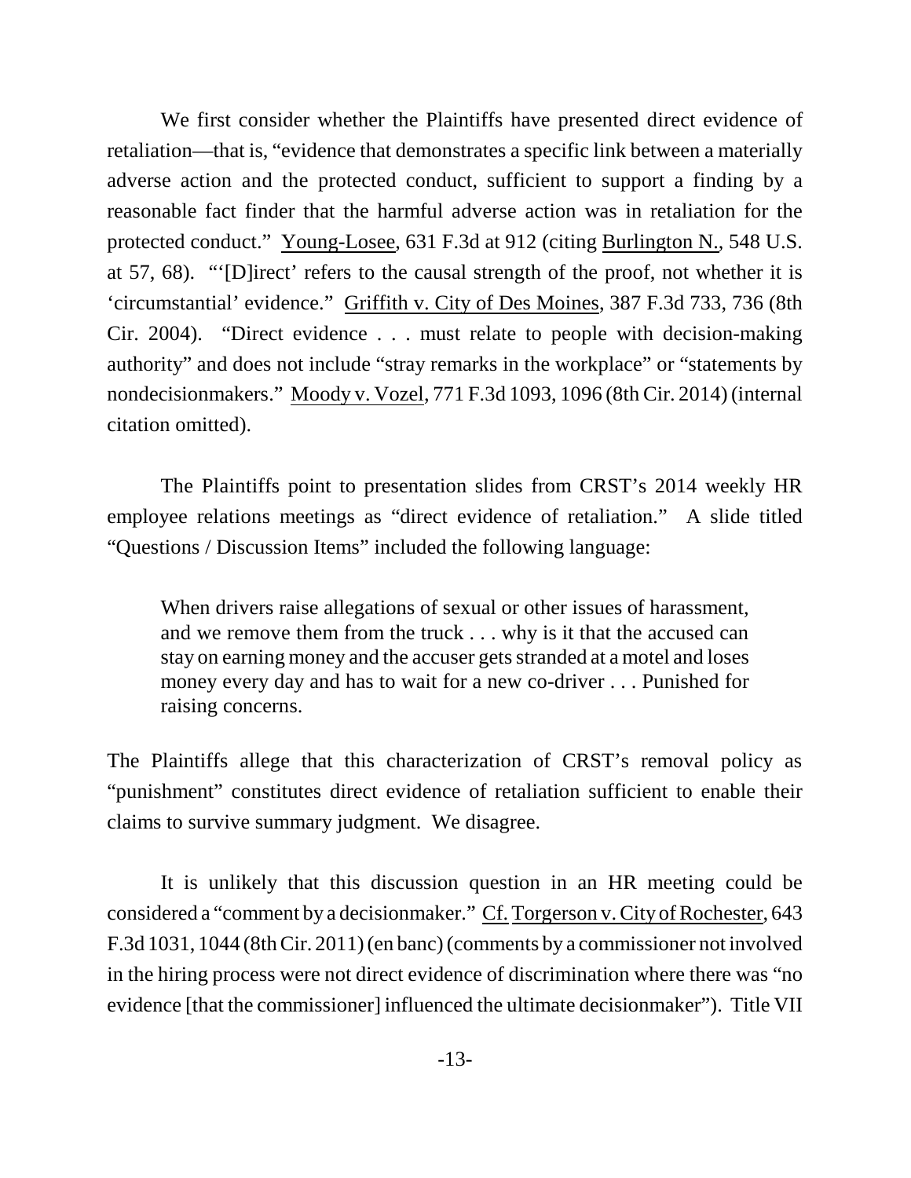We first consider whether the Plaintiffs have presented direct evidence of retaliation—that is, "evidence that demonstrates a specific link between a materially adverse action and the protected conduct, sufficient to support a finding by a reasonable fact finder that the harmful adverse action was in retaliation for the protected conduct." Young-Losee, 631 F.3d at 912 (citing Burlington N., 548 U.S. at 57, 68). "'[D]irect' refers to the causal strength of the proof, not whether it is 'circumstantial' evidence." Griffith v. City of Des Moines, 387 F.3d 733, 736 (8th Cir. 2004). "Direct evidence . . . must relate to people with decision-making authority" and does not include "stray remarks in the workplace" or "statements by nondecisionmakers." Moody v. Vozel, 771 F.3d 1093, 1096 (8th Cir. 2014) (internal citation omitted).

The Plaintiffs point to presentation slides from CRST's 2014 weekly HR employee relations meetings as "direct evidence of retaliation." A slide titled "Questions / Discussion Items" included the following language:

> When drivers raise allegations of sexual or other issues of harassment, and we remove them from the truck . . . why is it that the accused can stay on earning money and the accuser gets stranded at a motel and loses money every day and has to wait for a new co-driver . . . Punished for raising concerns.

The Plaintiffs allege that this characterization of CRST's removal policy as "punishment" constitutes direct evidence of retaliation sufficient to enable their claims to survive summary judgment. We disagree.

It is unlikely that this discussion question in an HR meeting could be considered a "comment by a decisionmaker." Cf. Torgerson v. City of Rochester, 643 F.3d 1031, 1044 (8th Cir. 2011) (en banc) (comments by a commissioner not involved in the hiring process were not direct evidence of discrimination where there was "no evidence [that the commissioner] influenced the ultimate decisionmaker"). Title VII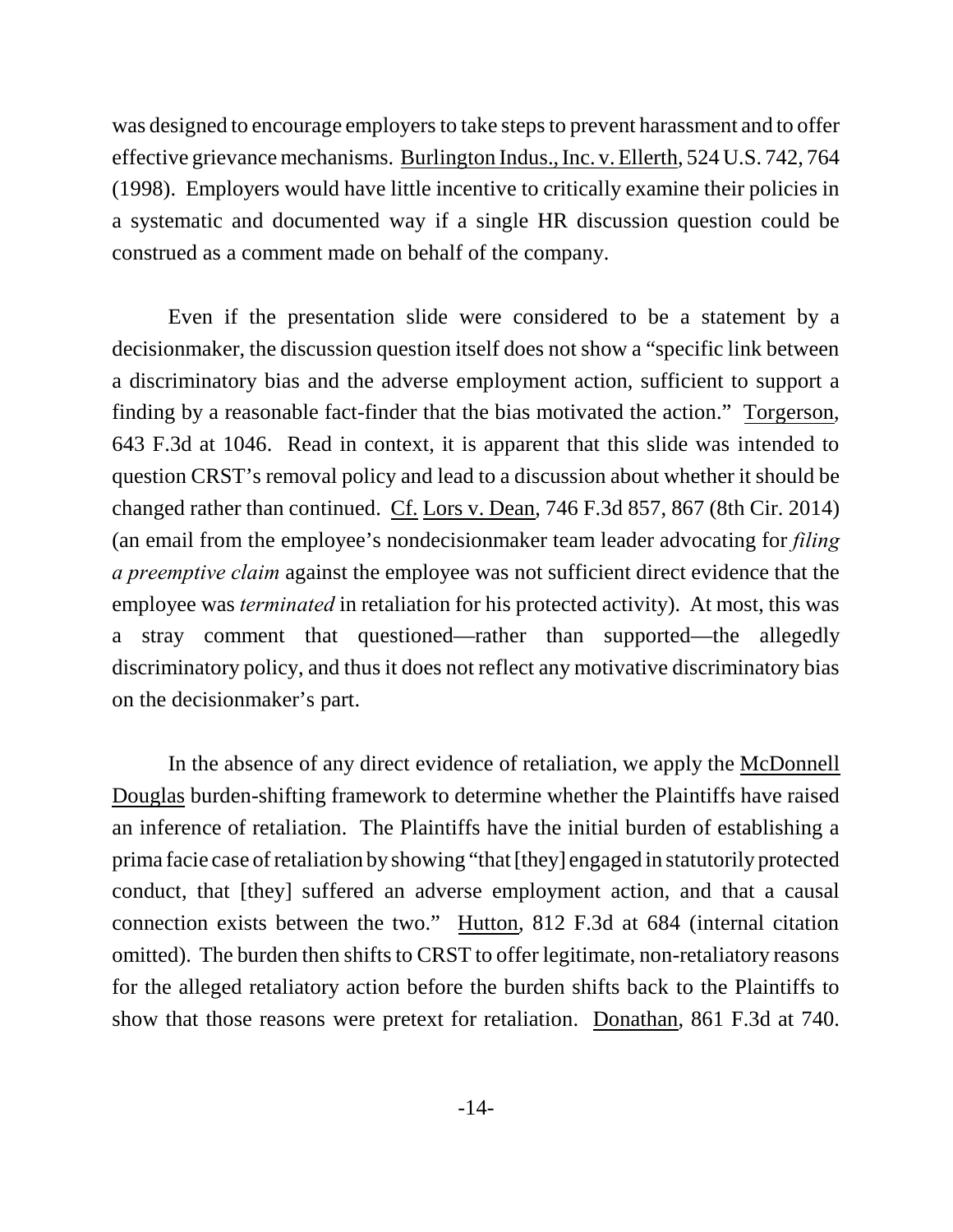was designed to encourage employers to take steps to prevent harassment and to offer effective grievance mechanisms. Burlington Indus., Inc. v. Ellerth, 524 U.S. 742, 764 (1998). Employers would have little incentive to critically examine their policies in a systematic and documented way if a single HR discussion question could be construed as a comment made on behalf of the company.

Even if the presentation slide were considered to be a statement by a decisionmaker, the discussion question itself does not show a "specific link between a discriminatory bias and the adverse employment action, sufficient to support a finding by a reasonable fact-finder that the bias motivated the action." Torgerson, 643 F.3d at 1046. Read in context, it is apparent that this slide was intended to question CRST's removal policy and lead to a discussion about whether it should be changed rather than continued. Cf. Lors v. Dean, 746 F.3d 857, 867 (8th Cir. 2014) (an email from the employee's nondecisionmaker team leader advocating for *filing a preemptive claim* against the employee was not sufficient direct evidence that the employee was *terminated* in retaliation for his protected activity). At most, this was a stray comment that questioned—rather than supported—the allegedly discriminatory policy, and thus it does not reflect any motivative discriminatory bias on the decisionmaker's part.

In the absence of any direct evidence of retaliation, we apply the McDonnell Douglas burden-shifting framework to determine whether the Plaintiffs have raised an inference of retaliation. The Plaintiffs have the initial burden of establishing a prima facie case of retaliation by showing "that [they] engaged in statutorily protected conduct, that [they] suffered an adverse employment action, and that a causal connection exists between the two." Hutton, 812 F.3d at 684 (internal citation omitted). The burden then shifts to CRST to offer legitimate, non-retaliatory reasons for the alleged retaliatory action before the burden shifts back to the Plaintiffs to show that those reasons were pretext for retaliation. Donathan, 861 F.3d at 740.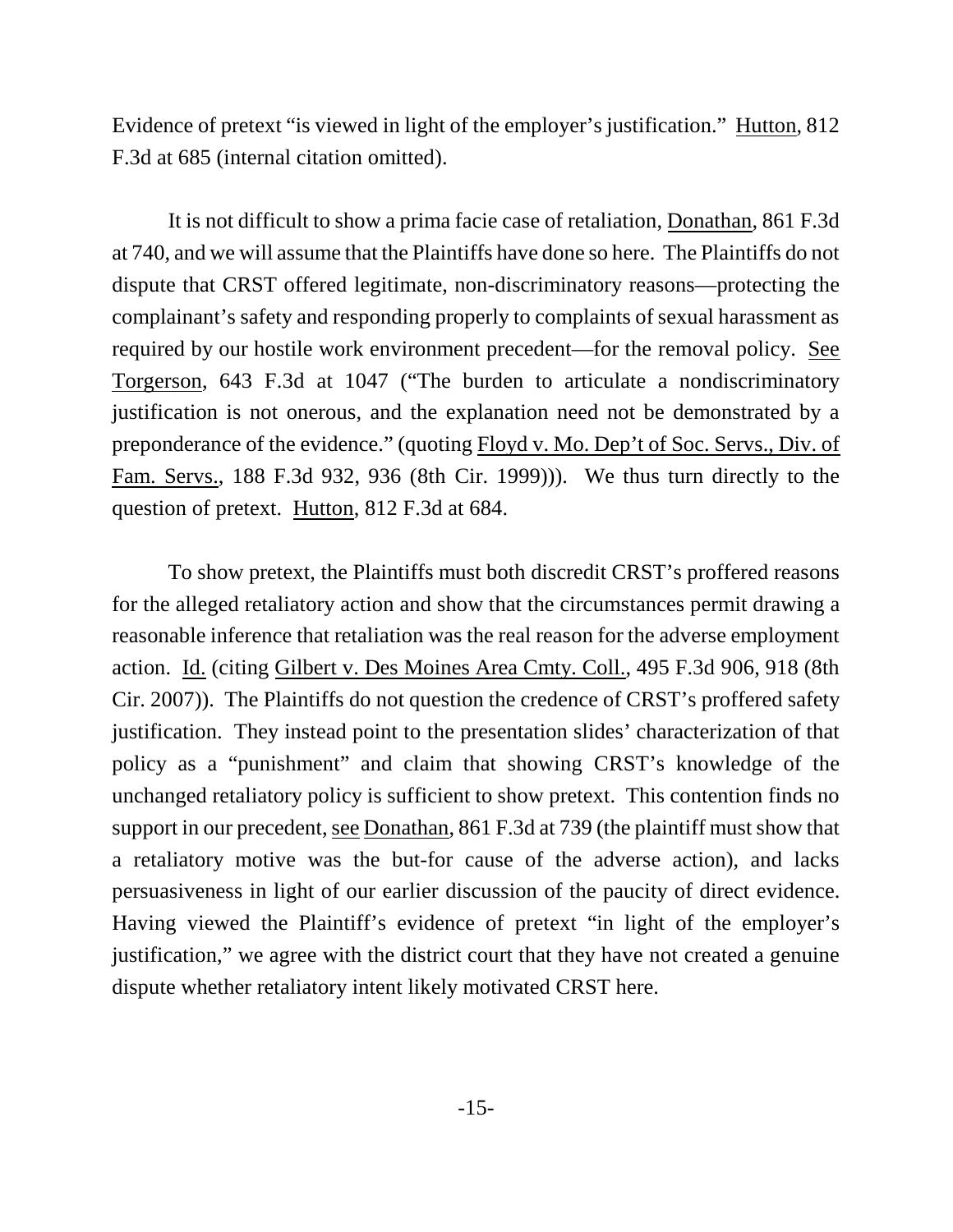Evidence of pretext "is viewed in light of the employer's justification." Hutton, 812 F.3d at 685 (internal citation omitted).

It is not difficult to show a prima facie case of retaliation, Donathan, 861 F.3d at 740, and we will assume that the Plaintiffs have done so here. The Plaintiffs do not dispute that CRST offered legitimate, non-discriminatory reasons—protecting the complainant's safety and responding properly to complaints of sexual harassment as required by our hostile work environment precedent—for the removal policy. See Torgerson, 643 F.3d at 1047 ("The burden to articulate a nondiscriminatory justification is not onerous, and the explanation need not be demonstrated by a preponderance of the evidence." (quoting Floyd v. Mo. Dep't of Soc. Servs., Div. of Fam. Servs., 188 F.3d 932, 936 (8th Cir. 1999))). We thus turn directly to the question of pretext. Hutton, 812 F.3d at 684.

To show pretext, the Plaintiffs must both discredit CRST's proffered reasons for the alleged retaliatory action and show that the circumstances permit drawing a reasonable inference that retaliation was the real reason for the adverse employment action. Id. (citing Gilbert v. Des Moines Area Cmty. Coll., 495 F.3d 906, 918 (8th Cir. 2007)). The Plaintiffs do not question the credence of CRST's proffered safety justification. They instead point to the presentation slides' characterization of that policy as a "punishment" and claim that showing CRST's knowledge of the unchanged retaliatory policy is sufficient to show pretext. This contention finds no support in our precedent, see Donathan, 861 F.3d at 739 (the plaintiff must show that a retaliatory motive was the but-for cause of the adverse action), and lacks persuasiveness in light of our earlier discussion of the paucity of direct evidence. Having viewed the Plaintiff's evidence of pretext "in light of the employer's justification," we agree with the district court that they have not created a genuine dispute whether retaliatory intent likely motivated CRST here.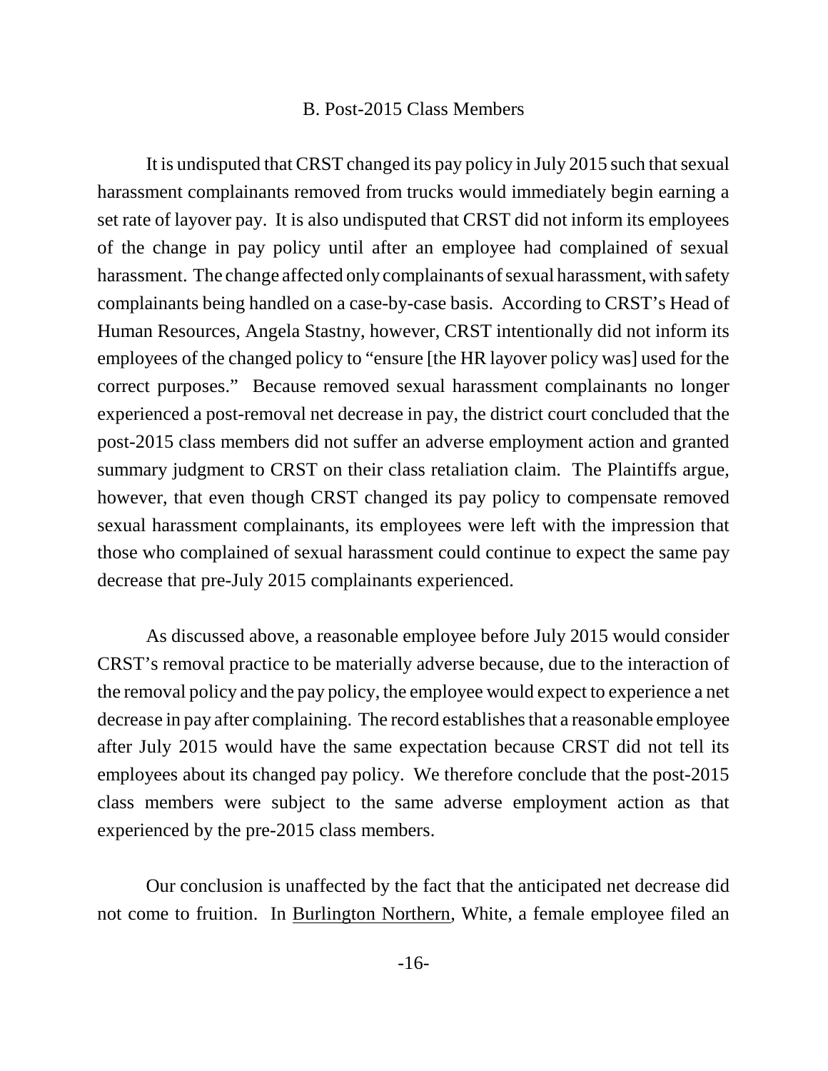## B. Post-2015 Class Members

It is undisputed that CRST changed its pay policy in July 2015 such that sexual harassment complainants removed from trucks would immediately begin earning a set rate of layover pay. It is also undisputed that CRST did not inform its employees of the change in pay policy until after an employee had complained of sexual harassment. The change affected only complainants of sexual harassment, with safety complainants being handled on a case-by-case basis. According to CRST's Head of Human Resources, Angela Stastny, however, CRST intentionally did not inform its employees of the changed policy to "ensure [the HR layover policy was] used for the correct purposes." Because removed sexual harassment complainants no longer experienced a post-removal net decrease in pay, the district court concluded that the post-2015 class members did not suffer an adverse employment action and granted summary judgment to CRST on their class retaliation claim. The Plaintiffs argue, however, that even though CRST changed its pay policy to compensate removed sexual harassment complainants, its employees were left with the impression that those who complained of sexual harassment could continue to expect the same pay decrease that pre-July 2015 complainants experienced.

As discussed above, a reasonable employee before July 2015 would consider CRST's removal practice to be materially adverse because, due to the interaction of the removal policy and the pay policy, the employee would expect to experience a net decrease in pay after complaining. The record establishes that a reasonable employee after July 2015 would have the same expectation because CRST did not tell its employees about its changed pay policy. We therefore conclude that the post-2015 class members were subject to the same adverse employment action as that experienced by the pre-2015 class members.

Our conclusion is unaffected by the fact that the anticipated net decrease did not come to fruition. In Burlington Northern, White, a female employee filed an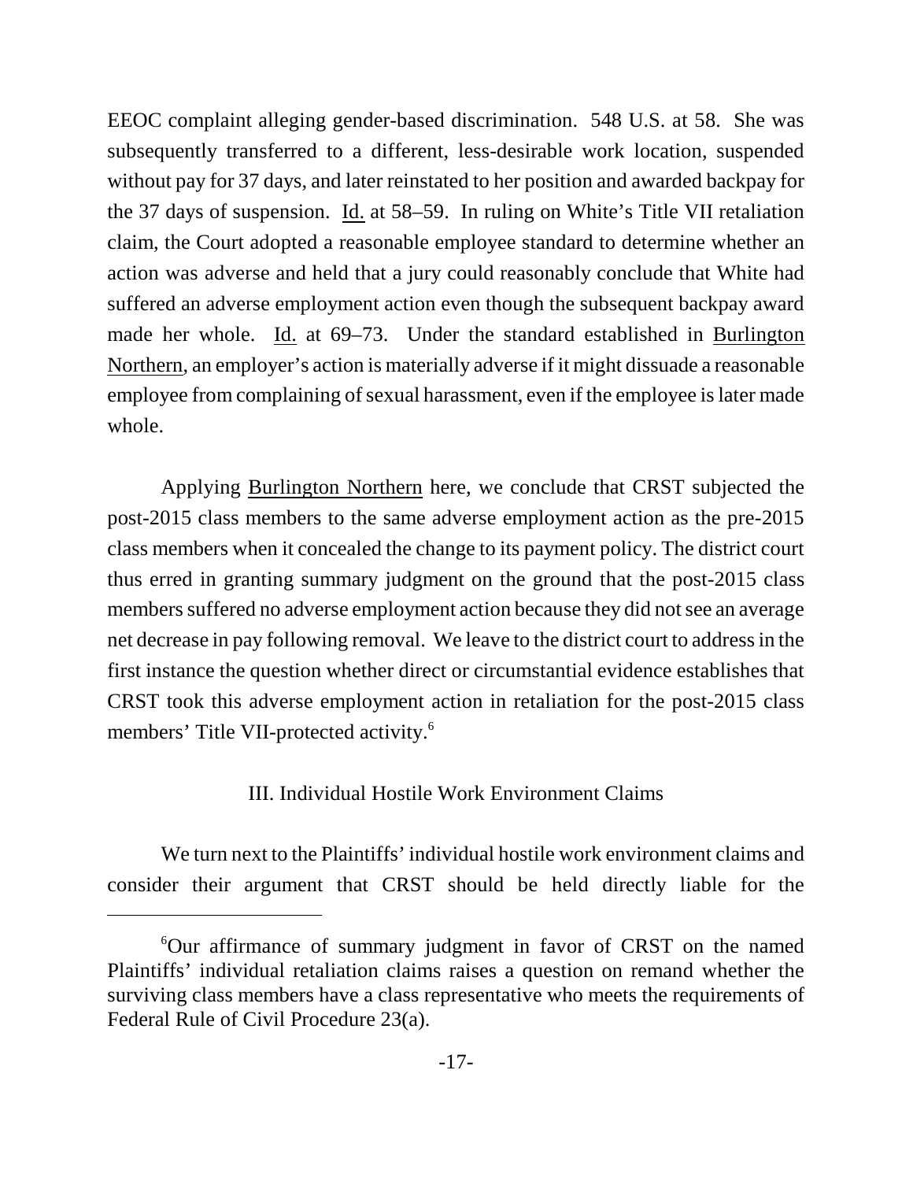EEOC complaint alleging gender-based discrimination. 548 U.S. at 58. She was subsequently transferred to a different, less-desirable work location, suspended without pay for 37 days, and later reinstated to her position and awarded backpay for the 37 days of suspension. Id. at 58–59. In ruling on White's Title VII retaliation claim, the Court adopted a reasonable employee standard to determine whether an action was adverse and held that a jury could reasonably conclude that White had suffered an adverse employment action even though the subsequent backpay award made her whole. Id. at 69–73. Under the standard established in Burlington Northern, an employer's action is materially adverse if it might dissuade a reasonable employee from complaining of sexual harassment, even if the employee is later made whole.

Applying Burlington Northern here, we conclude that CRST subjected the post-2015 class members to the same adverse employment action as the pre-2015 class members when it concealed the change to its payment policy. The district court thus erred in granting summary judgment on the ground that the post-2015 class members suffered no adverse employment action because they did not see an average net decrease in pay following removal. We leave to the district court to address in the first instance the question whether direct or circumstantial evidence establishes that CRST took this adverse employment action in retaliation for the post-2015 class members' Title VII-protected activity.[6]

### III. Individual Hostile Work Environment Claims

We turn next to the Plaintiffs' individual hostile work environment claims and consider their argument that CRST should be held directly liable for the

[6]Our affirmance of summary judgment in favor of CRST on the named Plaintiffs' individual retaliation claims raises a question on remand whether the surviving class members have a class representative who meets the requirements of Federal Rule of Civil Procedure 23(a).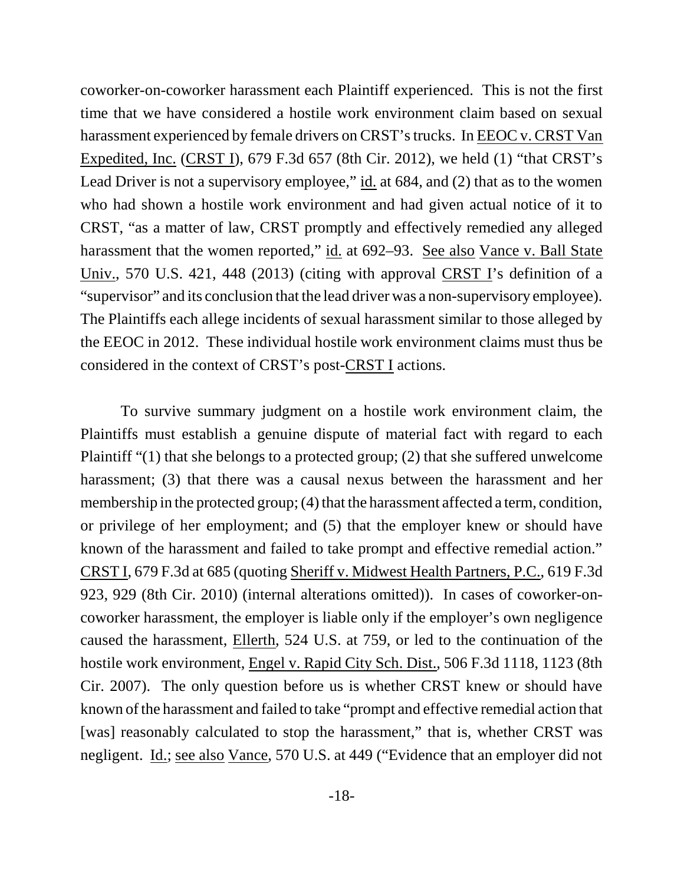coworker-on-coworker harassment each Plaintiff experienced. This is not the first time that we have considered a hostile work environment claim based on sexual harassment experienced by female drivers on CRST's trucks. In EEOC v. CRST Van Expedited, Inc. (CRST I), 679 F.3d 657 (8th Cir. 2012), we held (1) "that CRST's Lead Driver is not a supervisory employee," id. at 684, and (2) that as to the women who had shown a hostile work environment and had given actual notice of it to CRST, "as a matter of law, CRST promptly and effectively remedied any alleged harassment that the women reported," id. at 692–93. See also Vance v. Ball State Univ., 570 U.S. 421, 448 (2013) (citing with approval CRST I's definition of a "supervisor" and its conclusion that the lead driver was a non-supervisory employee). The Plaintiffs each allege incidents of sexual harassment similar to those alleged by the EEOC in 2012. These individual hostile work environment claims must thus be considered in the context of CRST's post-CRST I actions.

To survive summary judgment on a hostile work environment claim, the Plaintiffs must establish a genuine dispute of material fact with regard to each Plaintiff "(1) that she belongs to a protected group; (2) that she suffered unwelcome harassment; (3) that there was a causal nexus between the harassment and her membership in the protected group; (4) that the harassment affected a term, condition, or privilege of her employment; and (5) that the employer knew or should have known of the harassment and failed to take prompt and effective remedial action." CRST I, 679 F.3d at 685 (quoting Sheriff v. Midwest Health Partners, P.C., 619 F.3d 923, 929 (8th Cir. 2010) (internal alterations omitted)). In cases of coworker-on-coworker harassment, the employer is liable only if the employer's own negligence caused the harassment, Ellerth, 524 U.S. at 759, or led to the continuation of the hostile work environment, Engel v. Rapid City Sch. Dist., 506 F.3d 1118, 1123 (8th Cir. 2007). The only question before us is whether CRST knew or should have known of the harassment and failed to take "prompt and effective remedial action that [was] reasonably calculated to stop the harassment," that is, whether CRST was negligent. Id.; see also Vance, 570 U.S. at 449 ("Evidence that an employer did not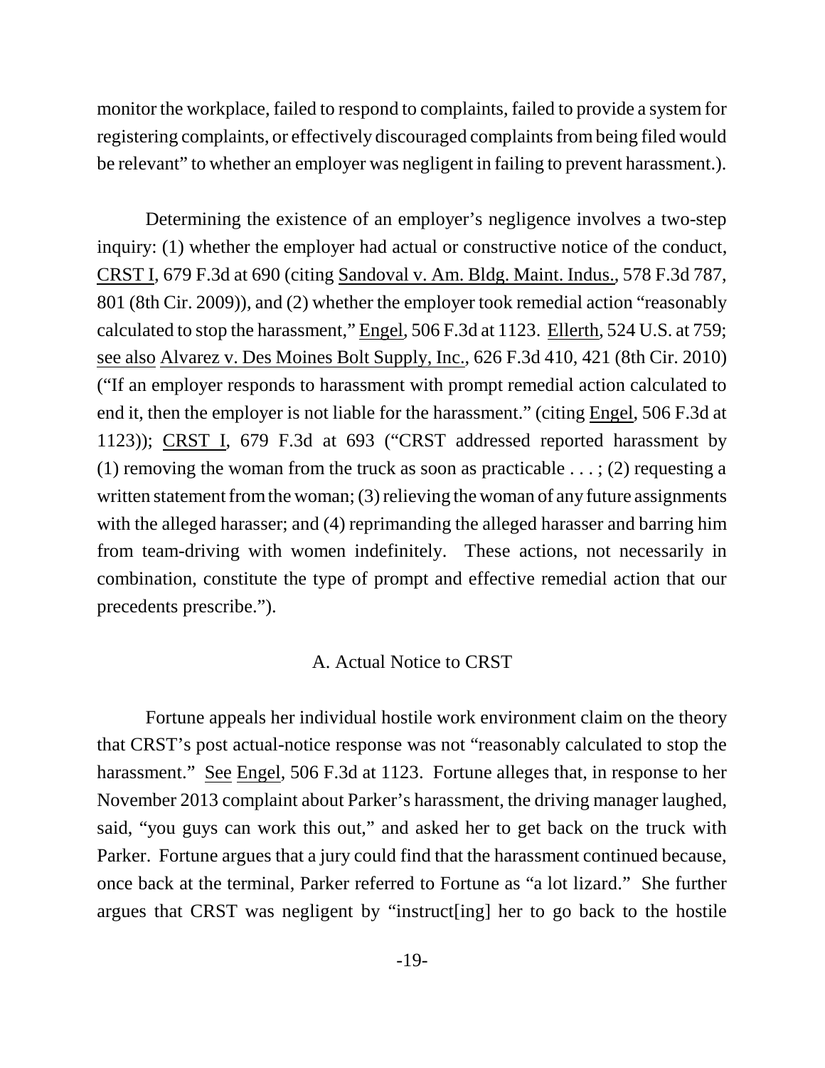monitor the workplace, failed to respond to complaints, failed to provide a system for registering complaints, or effectively discouraged complaints from being filed would be relevant" to whether an employer was negligent in failing to prevent harassment.).

Determining the existence of an employer's negligence involves a two-step inquiry: (1) whether the employer had actual or constructive notice of the conduct, CRST I, 679 F.3d at 690 (citing Sandoval v. Am. Bldg. Maint. Indus., 578 F.3d 787, 801 (8th Cir. 2009)), and (2) whether the employer took remedial action "reasonably calculated to stop the harassment," Engel, 506 F.3d at 1123. Ellerth, 524 U.S. at 759; see also Alvarez v. Des Moines Bolt Supply, Inc., 626 F.3d 410, 421 (8th Cir. 2010) ("If an employer responds to harassment with prompt remedial action calculated to end it, then the employer is not liable for the harassment." (citing Engel, 506 F.3d at 1123)); CRST I, 679 F.3d at 693 ("CRST addressed reported harassment by (1) removing the woman from the truck as soon as practicable . . . ; (2) requesting a written statement from the woman; (3) relieving the woman of any future assignments with the alleged harasser; and (4) reprimanding the alleged harasser and barring him from team-driving with women indefinitely. These actions, not necessarily in combination, constitute the type of prompt and effective remedial action that our precedents prescribe.").

### A. Actual Notice to CRST

Fortune appeals her individual hostile work environment claim on the theory that CRST's post actual-notice response was not "reasonably calculated to stop the harassment." See Engel, 506 F.3d at 1123. Fortune alleges that, in response to her November 2013 complaint about Parker's harassment, the driving manager laughed, said, "you guys can work this out," and asked her to get back on the truck with Parker. Fortune argues that a jury could find that the harassment continued because, once back at the terminal, Parker referred to Fortune as "a lot lizard." She further argues that CRST was negligent by "instruct[ing] her to go back to the hostile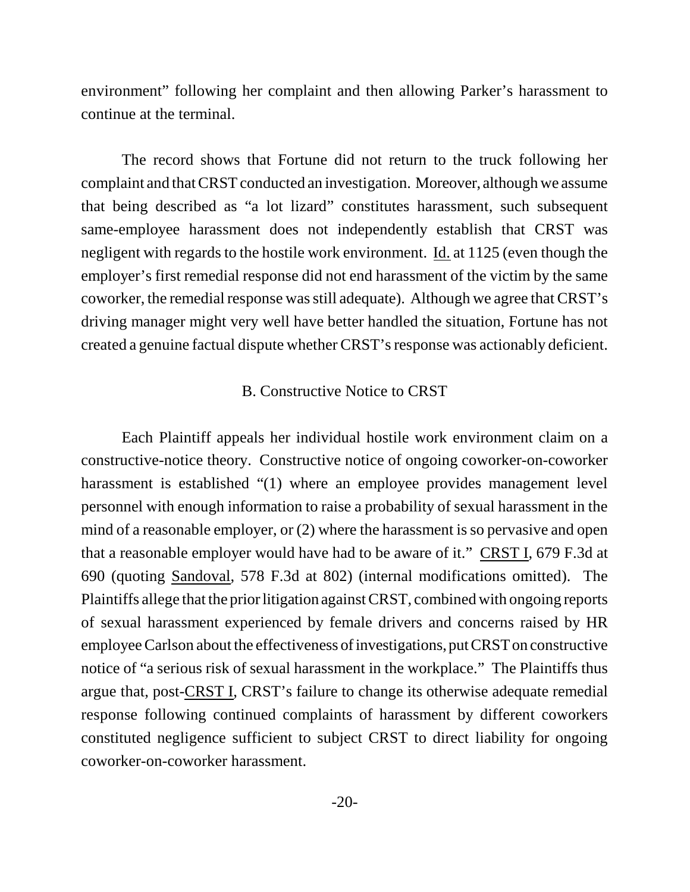environment" following her complaint and then allowing Parker's harassment to continue at the terminal.

The record shows that Fortune did not return to the truck following her complaint and that CRST conducted an investigation. Moreover, although we assume that being described as "a lot lizard" constitutes harassment, such subsequent same-employee harassment does not independently establish that CRST was negligent with regards to the hostile work environment. Id. at 1125 (even though the employer's first remedial response did not end harassment of the victim by the same coworker, the remedial response was still adequate). Although we agree that CRST's driving manager might very well have better handled the situation, Fortune has not created a genuine factual dispute whether CRST's response was actionably deficient.

## B. Constructive Notice to CRST

Each Plaintiff appeals her individual hostile work environment claim on a constructive-notice theory. Constructive notice of ongoing coworker-on-coworker harassment is established "(1) where an employee provides management level personnel with enough information to raise a probability of sexual harassment in the mind of a reasonable employer, or (2) where the harassment is so pervasive and open that a reasonable employer would have had to be aware of it." CRST I, 679 F.3d at 690 (quoting Sandoval, 578 F.3d at 802) (internal modifications omitted). The Plaintiffs allege that the prior litigation against CRST, combined with ongoing reports of sexual harassment experienced by female drivers and concerns raised by HR employee Carlson about the effectiveness of investigations, put CRST on constructive notice of "a serious risk of sexual harassment in the workplace." The Plaintiffs thus argue that, post-CRST I, CRST's failure to change its otherwise adequate remedial response following continued complaints of harassment by different coworkers constituted negligence sufficient to subject CRST to direct liability for ongoing coworker-on-coworker harassment.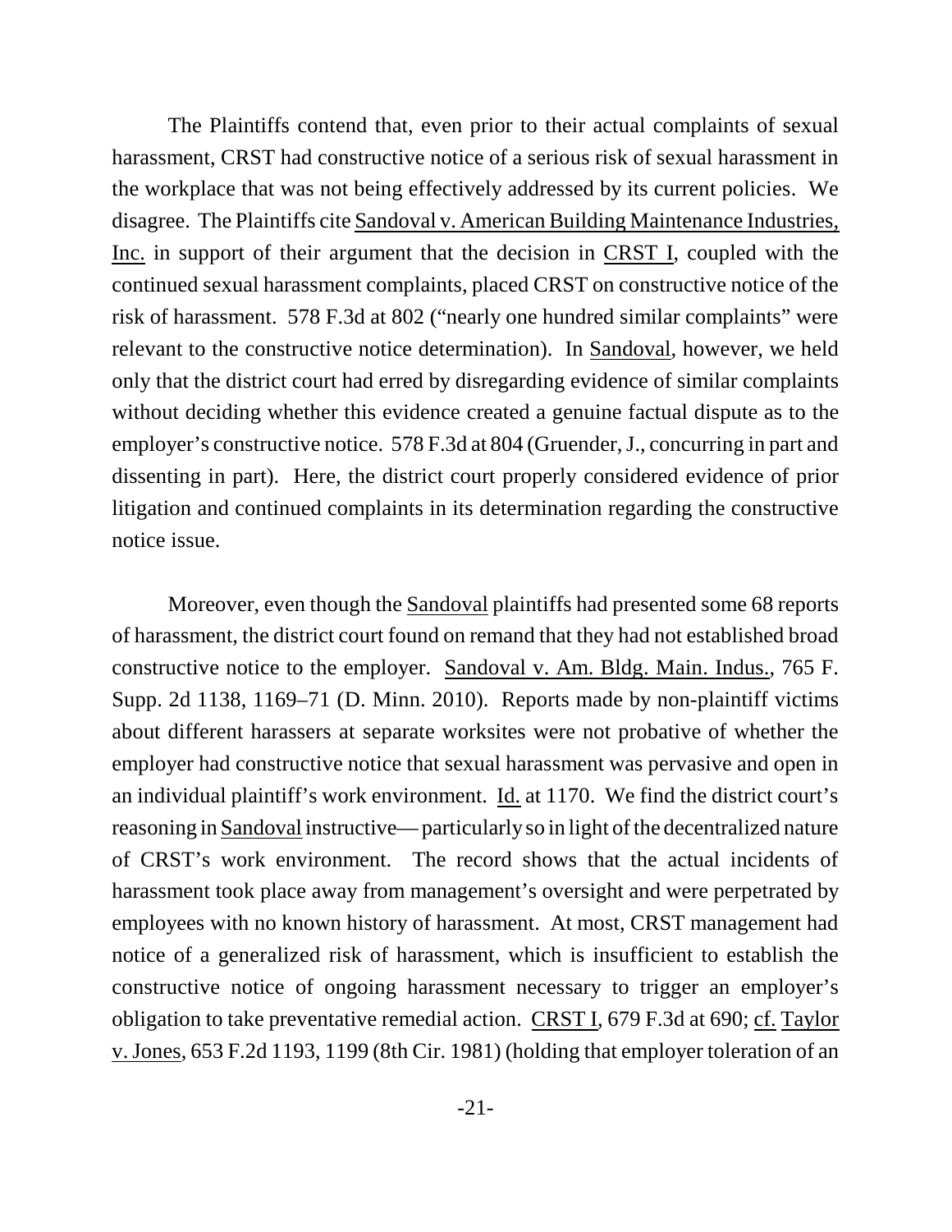The Plaintiffs contend that, even prior to their actual complaints of sexual harassment, CRST had constructive notice of a serious risk of sexual harassment in the workplace that was not being effectively addressed by its current policies. We disagree. The Plaintiffs cite Sandoval v. American Building Maintenance Industries, Inc. in support of their argument that the decision in CRST I, coupled with the continued sexual harassment complaints, placed CRST on constructive notice of the risk of harassment. 578 F.3d at 802 ("nearly one hundred similar complaints" were relevant to the constructive notice determination). In Sandoval, however, we held only that the district court had erred by disregarding evidence of similar complaints without deciding whether this evidence created a genuine factual dispute as to the employer's constructive notice. 578 F.3d at 804 (Gruender, J., concurring in part and dissenting in part). Here, the district court properly considered evidence of prior litigation and continued complaints in its determination regarding the constructive notice issue.

Moreover, even though the Sandoval plaintiffs had presented some 68 reports of harassment, the district court found on remand that they had not established broad constructive notice to the employer. Sandoval v. Am. Bldg. Main. Indus., 765 F. Supp. 2d 1138, 1169–71 (D. Minn. 2010). Reports made by non-plaintiff victims about different harassers at separate worksites were not probative of whether the employer had constructive notice that sexual harassment was pervasive and open in an individual plaintiff's work environment. Id. at 1170. We find the district court's reasoning in Sandoval instructive—particularly so in light of the decentralized nature of CRST's work environment. The record shows that the actual incidents of harassment took place away from management's oversight and were perpetrated by employees with no known history of harassment. At most, CRST management had notice of a generalized risk of harassment, which is insufficient to establish the constructive notice of ongoing harassment necessary to trigger an employer's obligation to take preventative remedial action. CRST I, 679 F.3d at 690; cf. Taylor v. Jones, 653 F.2d 1193, 1199 (8th Cir. 1981) (holding that employer toleration of an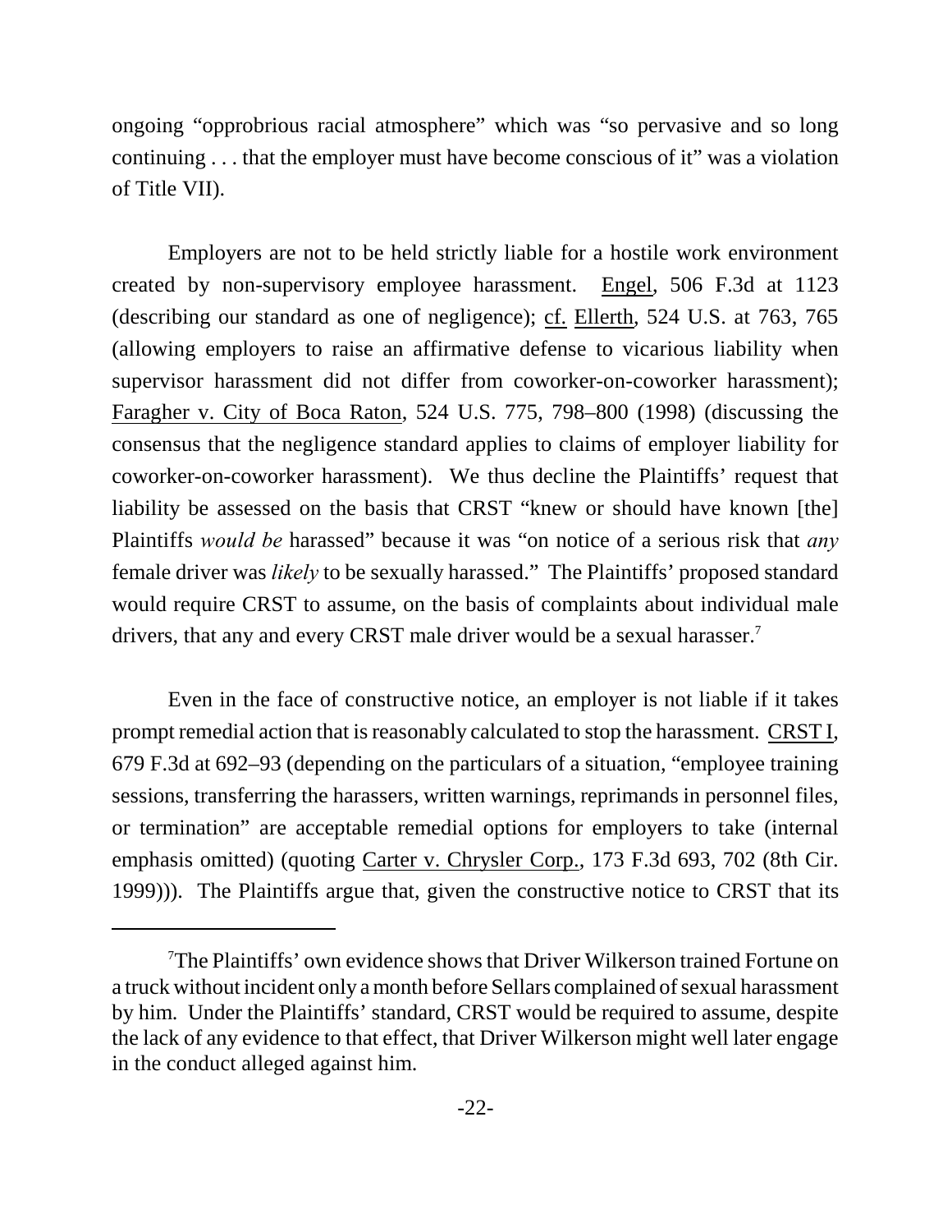ongoing "opprobrious racial atmosphere" which was "so pervasive and so long continuing . . . that the employer must have become conscious of it" was a violation of Title VII).

Employers are not to be held strictly liable for a hostile work environment created by non-supervisory employee harassment. Engel, 506 F.3d at 1123 (describing our standard as one of negligence); cf. Ellerth, 524 U.S. at 763, 765 (allowing employers to raise an affirmative defense to vicarious liability when supervisor harassment did not differ from coworker-on-coworker harassment); Faragher v. City of Boca Raton, 524 U.S. 775, 798–800 (1998) (discussing the consensus that the negligence standard applies to claims of employer liability for coworker-on-coworker harassment). We thus decline the Plaintiffs' request that liability be assessed on the basis that CRST "knew or should have known [the] Plaintiffs *would be* harassed" because it was "on notice of a serious risk that *any* female driver was *likely* to be sexually harassed." The Plaintiffs' proposed standard would require CRST to assume, on the basis of complaints about individual male drivers, that any and every CRST male driver would be a sexual harasser.[7]

Even in the face of constructive notice, an employer is not liable if it takes prompt remedial action that is reasonably calculated to stop the harassment. CRST I, 679 F.3d at 692–93 (depending on the particulars of a situation, "employee training sessions, transferring the harassers, written warnings, reprimands in personnel files, or termination" are acceptable remedial options for employers to take (internal emphasis omitted) (quoting Carter v. Chrysler Corp., 173 F.3d 693, 702 (8th Cir. 1999))). The Plaintiffs argue that, given the constructive notice to CRST that its

---

[7]The Plaintiffs' own evidence shows that Driver Wilkerson trained Fortune on a truck without incident only a month before Sellars complained of sexual harassment by him. Under the Plaintiffs' standard, CRST would be required to assume, despite the lack of any evidence to that effect, that Driver Wilkerson might well later engage in the conduct alleged against him.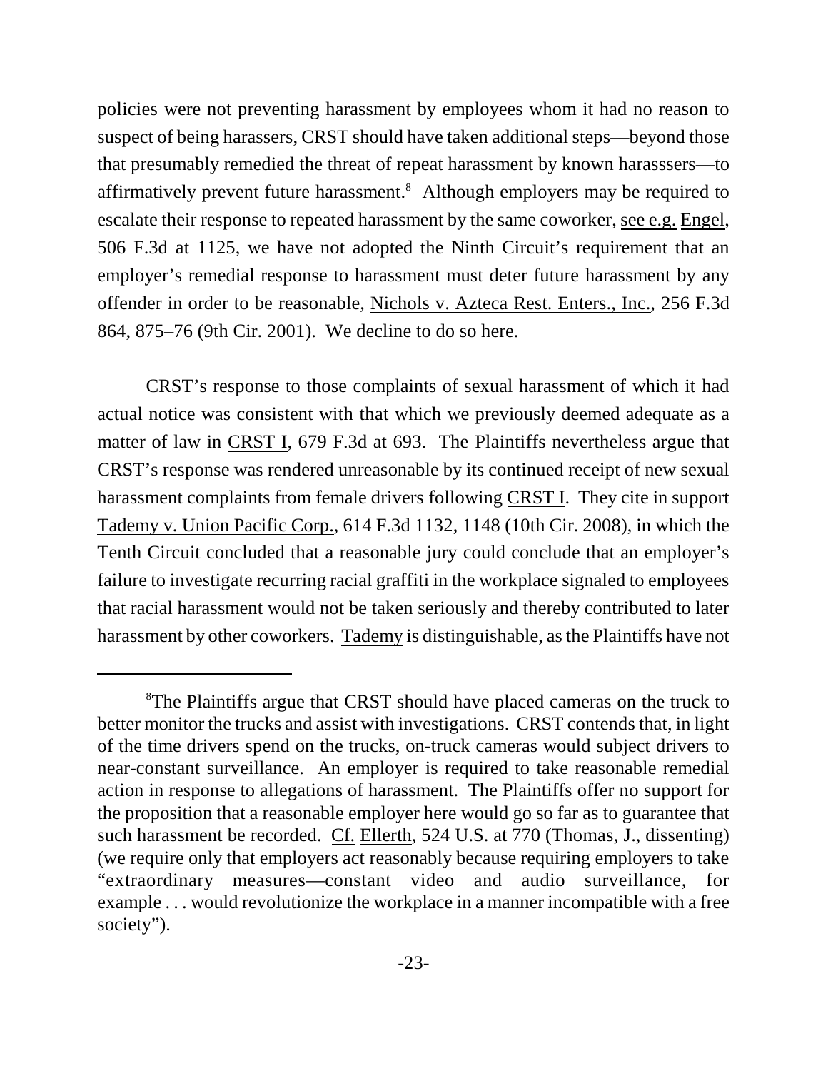policies were not preventing harassment by employees whom it had no reason to suspect of being harassers, CRST should have taken additional steps—beyond those that presumably remedied the threat of repeat harassment by known harasssers—to affirmatively prevent future harassment.[8] Although employers may be required to escalate their response to repeated harassment by the same coworker, see e.g. Engel, 506 F.3d at 1125, we have not adopted the Ninth Circuit's requirement that an employer's remedial response to harassment must deter future harassment by any offender in order to be reasonable, Nichols v. Azteca Rest. Enters., Inc., 256 F.3d 864, 875–76 (9th Cir. 2001). We decline to do so here.

CRST's response to those complaints of sexual harassment of which it had actual notice was consistent with that which we previously deemed adequate as a matter of law in CRST I, 679 F.3d at 693. The Plaintiffs nevertheless argue that CRST's response was rendered unreasonable by its continued receipt of new sexual harassment complaints from female drivers following CRST I. They cite in support Tademy v. Union Pacific Corp., 614 F.3d 1132, 1148 (10th Cir. 2008), in which the Tenth Circuit concluded that a reasonable jury could conclude that an employer's failure to investigate recurring racial graffiti in the workplace signaled to employees that racial harassment would not be taken seriously and thereby contributed to later harassment by other coworkers. Tademy is distinguishable, as the Plaintiffs have not

[8]The Plaintiffs argue that CRST should have placed cameras on the truck to better monitor the trucks and assist with investigations. CRST contends that, in light of the time drivers spend on the trucks, on-truck cameras would subject drivers to near-constant surveillance. An employer is required to take reasonable remedial action in response to allegations of harassment. The Plaintiffs offer no support for the proposition that a reasonable employer here would go so far as to guarantee that such harassment be recorded. Cf. Ellerth, 524 U.S. at 770 (Thomas, J., dissenting) (we require only that employers act reasonably because requiring employers to take "extraordinary measures—constant video and audio surveillance, for example . . . would revolutionize the workplace in a manner incompatible with a free society").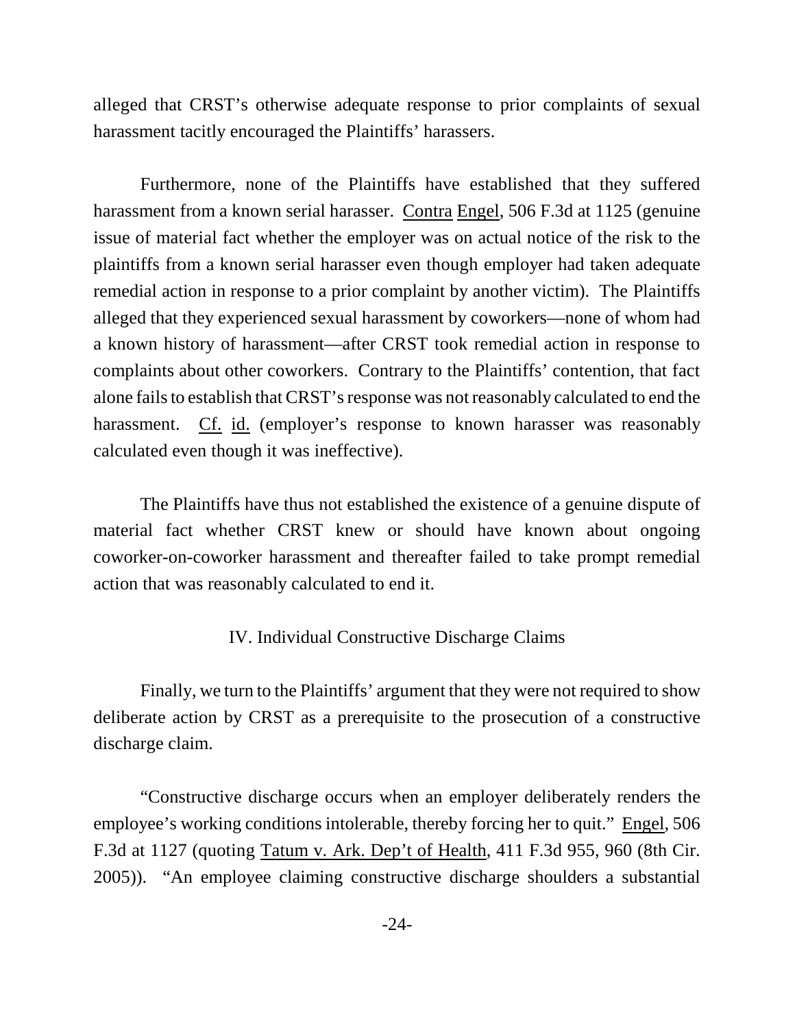alleged that CRST's otherwise adequate response to prior complaints of sexual harassment tacitly encouraged the Plaintiffs' harassers.

Furthermore, none of the Plaintiffs have established that they suffered harassment from a known serial harasser. Contra Engel, 506 F.3d at 1125 (genuine issue of material fact whether the employer was on actual notice of the risk to the plaintiffs from a known serial harasser even though employer had taken adequate remedial action in response to a prior complaint by another victim). The Plaintiffs alleged that they experienced sexual harassment by coworkers—none of whom had a known history of harassment—after CRST took remedial action in response to complaints about other coworkers. Contrary to the Plaintiffs' contention, that fact alone fails to establish that CRST's response was not reasonably calculated to end the harassment. Cf. id. (employer's response to known harasser was reasonably calculated even though it was ineffective).

The Plaintiffs have thus not established the existence of a genuine dispute of material fact whether CRST knew or should have known about ongoing coworker-on-coworker harassment and thereafter failed to take prompt remedial action that was reasonably calculated to end it.

## IV. Individual Constructive Discharge Claims

Finally, we turn to the Plaintiffs' argument that they were not required to show deliberate action by CRST as a prerequisite to the prosecution of a constructive discharge claim.

"Constructive discharge occurs when an employer deliberately renders the employee's working conditions intolerable, thereby forcing her to quit." Engel, 506 F.3d at 1127 (quoting Tatum v. Ark. Dep't of Health, 411 F.3d 955, 960 (8th Cir. 2005)). "An employee claiming constructive discharge shoulders a substantial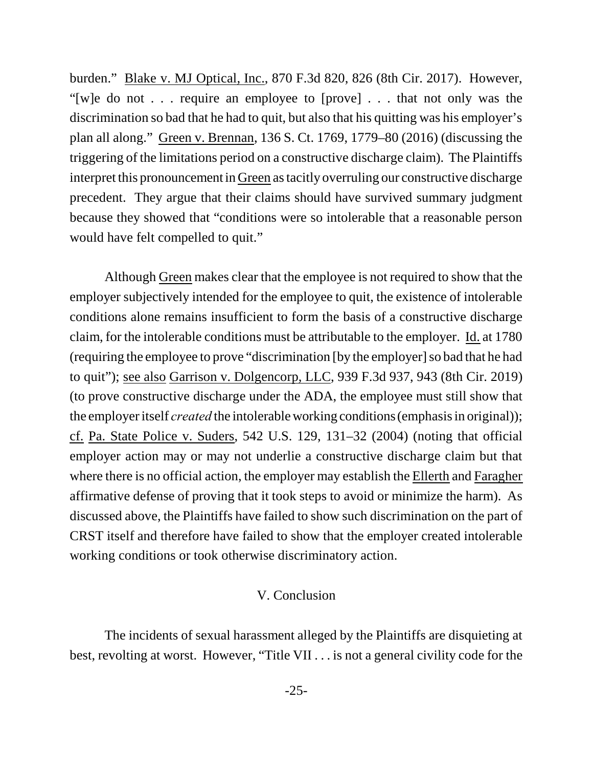burden." Blake v. MJ Optical, Inc., 870 F.3d 820, 826 (8th Cir. 2017). However, "[w]e do not . . . require an employee to [prove] . . . that not only was the discrimination so bad that he had to quit, but also that his quitting was his employer's plan all along." Green v. Brennan, 136 S. Ct. 1769, 1779–80 (2016) (discussing the triggering of the limitations period on a constructive discharge claim). The Plaintiffs interpret this pronouncement in Green as tacitly overruling our constructive discharge precedent. They argue that their claims should have survived summary judgment because they showed that "conditions were so intolerable that a reasonable person would have felt compelled to quit."

Although Green makes clear that the employee is not required to show that the employer subjectively intended for the employee to quit, the existence of intolerable conditions alone remains insufficient to form the basis of a constructive discharge claim, for the intolerable conditions must be attributable to the employer. Id. at 1780 (requiring the employee to prove "discrimination [by the employer] so bad that he had to quit"); see also Garrison v. Dolgencorp, LLC, 939 F.3d 937, 943 (8th Cir. 2019) (to prove constructive discharge under the ADA, the employee must still show that the employer itself *created* the intolerable working conditions (emphasis in original)); cf. Pa. State Police v. Suders, 542 U.S. 129, 131–32 (2004) (noting that official employer action may or may not underlie a constructive discharge claim but that where there is no official action, the employer may establish the Ellerth and Faragher affirmative defense of proving that it took steps to avoid or minimize the harm). As discussed above, the Plaintiffs have failed to show such discrimination on the part of CRST itself and therefore have failed to show that the employer created intolerable working conditions or took otherwise discriminatory action.

## V. Conclusion

The incidents of sexual harassment alleged by the Plaintiffs are disquieting at best, revolting at worst. However, "Title VII . . . is not a general civility code for the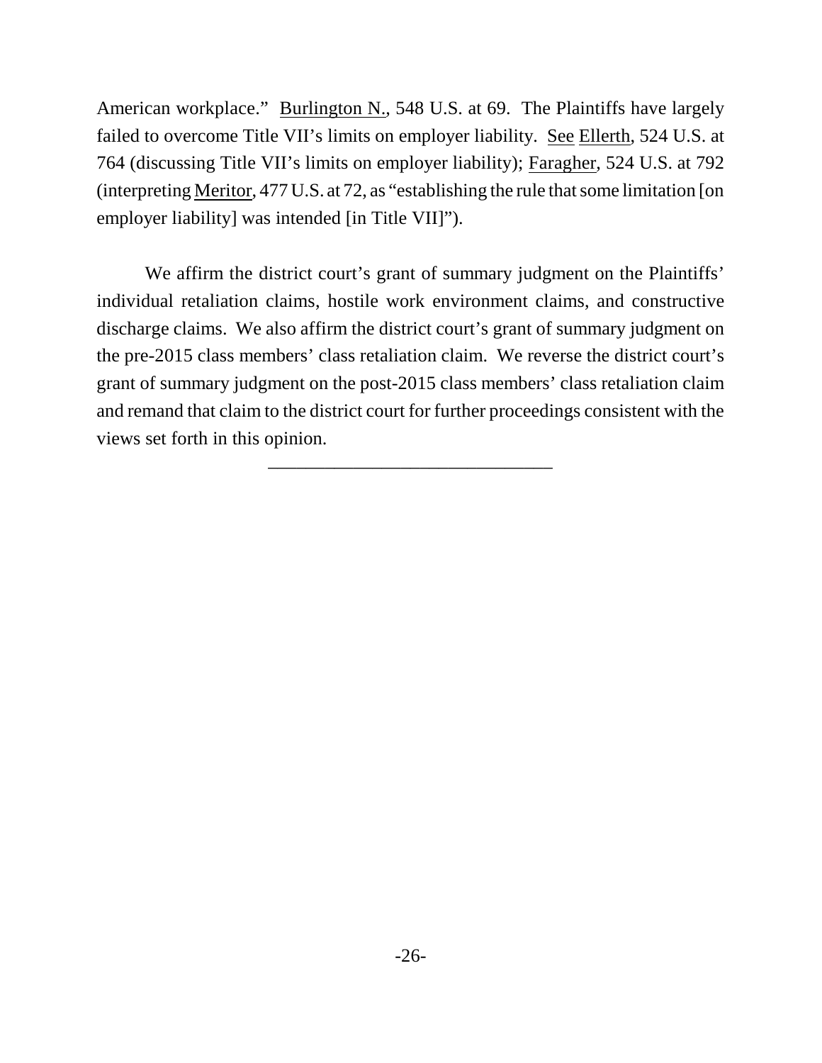American workplace." Burlington N., 548 U.S. at 69. The Plaintiffs have largely failed to overcome Title VII's limits on employer liability. See Ellerth, 524 U.S. at 764 (discussing Title VII's limits on employer liability); Faragher, 524 U.S. at 792 (interpreting Meritor, 477 U.S. at 72, as "establishing the rule that some limitation [on employer liability] was intended [in Title VII]").

We affirm the district court's grant of summary judgment on the Plaintiffs' individual retaliation claims, hostile work environment claims, and constructive discharge claims. We also affirm the district court's grant of summary judgment on the pre-2015 class members' class retaliation claim. We reverse the district court's grant of summary judgment on the post-2015 class members' class retaliation claim and remand that claim to the district court for further proceedings consistent with the views set forth in this opinion.

______________________________